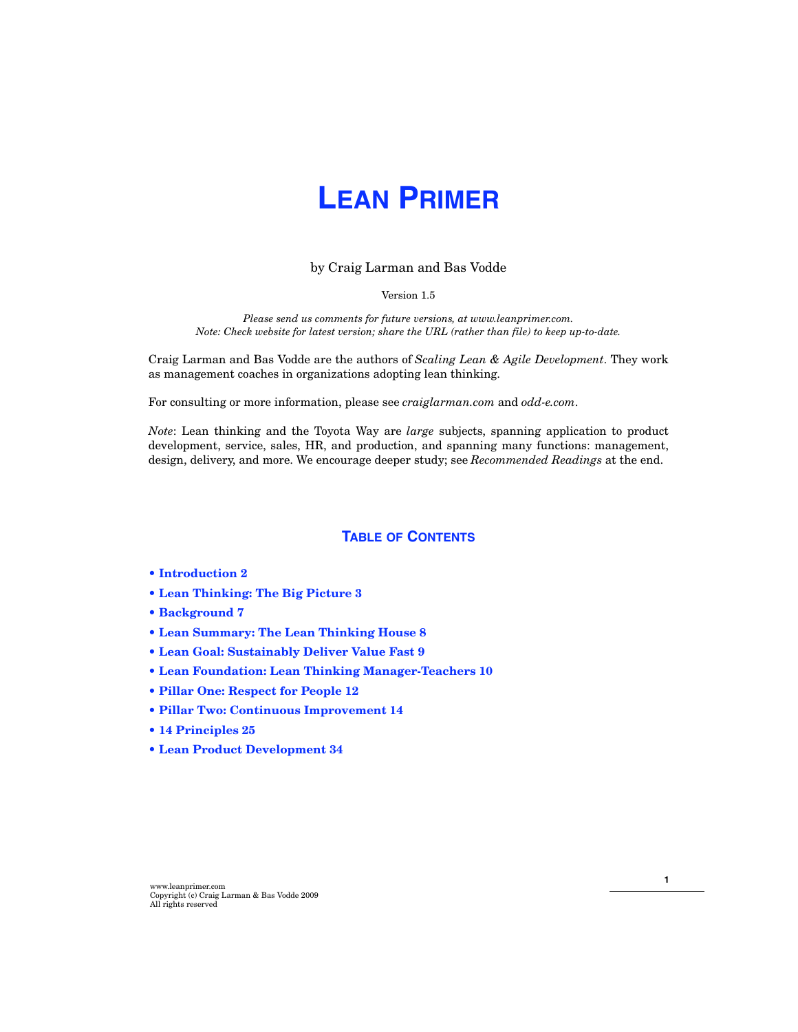# LEAN PRIMER

by Craig Larman and Bas Vodde

Version 1.5

*Please send us comments for future versions, at www.leanprimer.com.*
*Note: Check website for latest version; share the URL (rather than file) to keep up-to-date.*

Craig Larman and Bas Vodde are the authors of *Scaling Lean & Agile Development*. They work as management coaches in organizations adopting lean thinking.

For consulting or more information, please see *craiglarman.com* and *odd-e.com*.

*Note*: Lean thinking and the Toyota Way are *large* subjects, spanning application to product development, service, sales, HR, and production, and spanning many functions: management, design, delivery, and more. We encourage deeper study; see *Recommended Readings* at the end.

## TABLE OF CONTENTS

- **Introduction 2**
- **Lean Thinking: The Big Picture 3**
- **Background 7**
- **Lean Summary: The Lean Thinking House 8**
- **Lean Goal: Sustainably Deliver Value Fast 9**
- **Lean Foundation: Lean Thinking Manager-Teachers 10**
- **Pillar One: Respect for People 12**
- **Pillar Two: Continuous Improvement 14**
- **14 Principles 25**
- **Lean Product Development 34**

www.leanprimer.com
Copyright (c) Craig Larman & Bas Vodde 2009
All rights reserved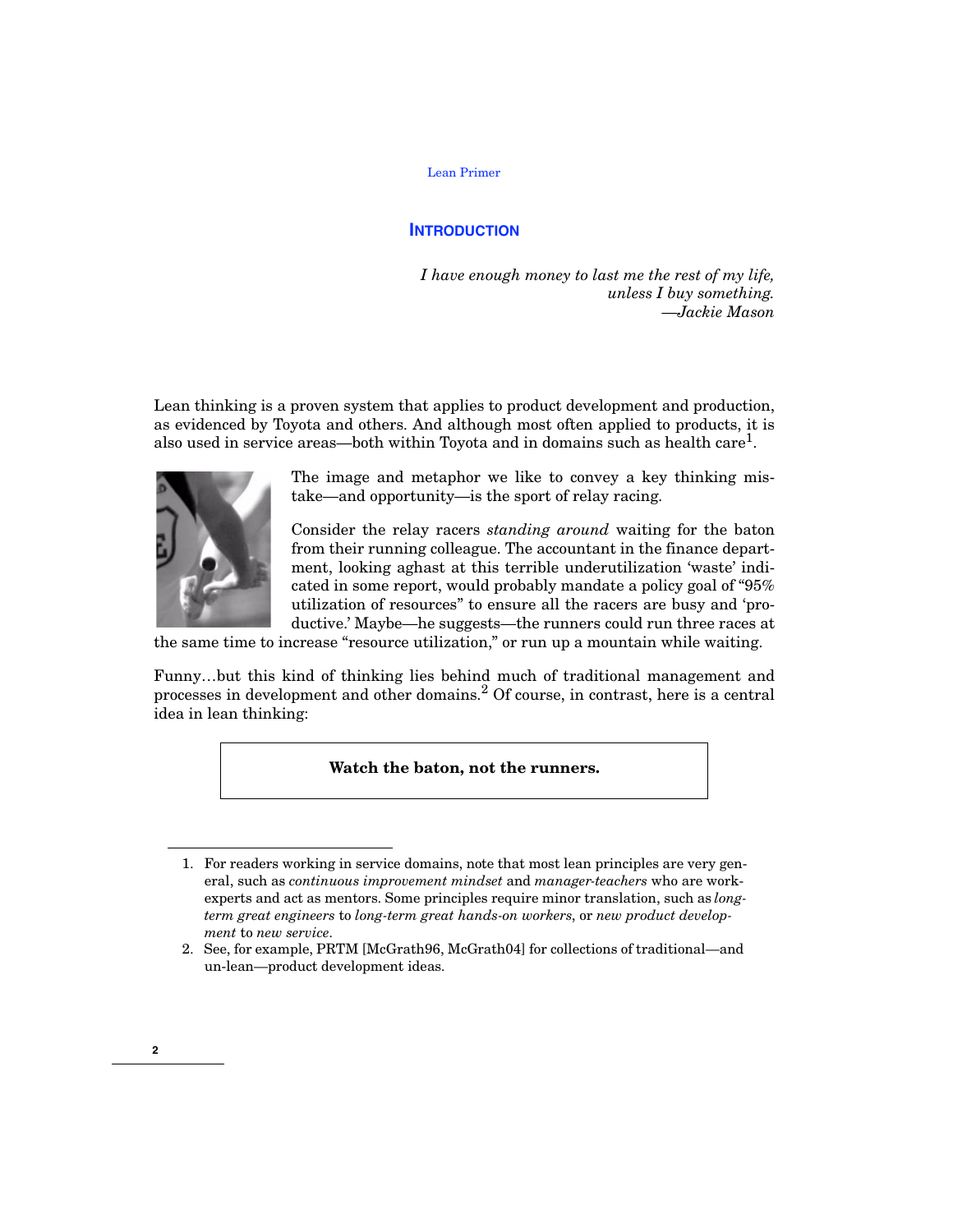## Introduction

*I have enough money to last me the rest of my life,*
*unless I buy something.*
*—Jackie Mason*

Lean thinking is a proven system that applies to product development and production, as evidenced by Toyota and others. And although most often applied to products, it is also used in service areas—both within Toyota and in domains such as health care[1].

The image and metaphor we like to convey a key thinking mistake—and opportunity—is the sport of relay racing.

Consider the relay racers *standing around* waiting for the baton from their running colleague. The accountant in the finance department, looking aghast at this terrible underutilization 'waste' indicated in some report, would probably mandate a policy goal of "95% utilization of resources" to ensure all the racers are busy and 'productive.' Maybe—he suggests—the runners could run three races at the same time to increase "resource utilization," or run up a mountain while waiting.

Funny…but this kind of thinking lies behind much of traditional management and processes in development and other domains.[2] Of course, in contrast, here is a central idea in lean thinking:

**Watch the baton, not the runners.**

1. For readers working in service domains, note that most lean principles are very general, such as *continuous improvement mindset* and *manager-teachers* who are work-experts and act as mentors. Some principles require minor translation, such as *long-term great engineers* to *long-term great hands-on workers*, or *new product development* to *new service*.
2. See, for example, PRTM [McGrath96, McGrath04] for collections of traditional—and un-lean—product development ideas.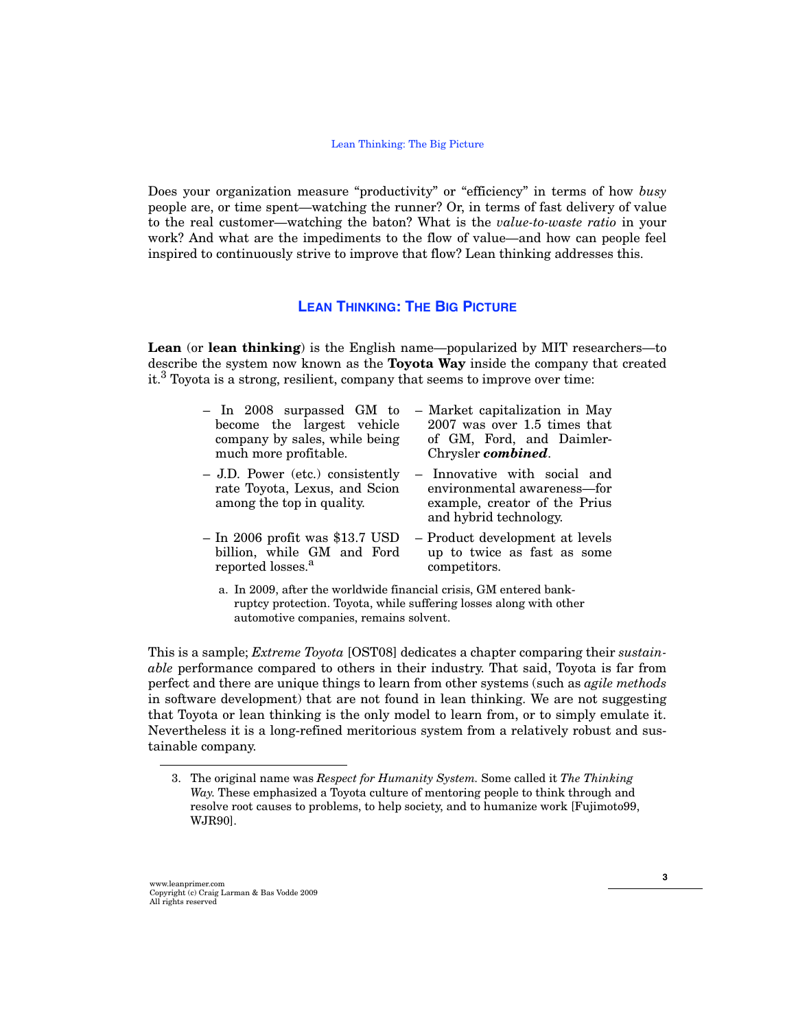Does your organization measure "productivity" or "efficiency" in terms of how *busy* people are, or time spent—watching the runner? Or, in terms of fast delivery of value to the real customer—watching the baton? What is the *value-to-waste ratio* in your work? And what are the impediments to the flow of value—and how can people feel inspired to continuously strive to improve that flow? Lean thinking addresses this.

## LEAN THINKING: THE BIG PICTURE

**Lean** (or **lean thinking**) is the English name—popularized by MIT researchers—to describe the system now known as the **Toyota Way** inside the company that created it.[3] Toyota is a strong, resilient, company that seems to improve over time:

- In 2008 surpassed GM to become the largest vehicle company by sales, while being much more profitable.
- J.D. Power (etc.) consistently rate Toyota, Lexus, and Scion among the top in quality.
- In 2006 profit was $13.7 USD billion, while GM and Ford reported losses.[a]
- Market capitalization in May 2007 was over 1.5 times that of GM, Ford, and Daimler-Chrysler ***combined***.
- Innovative with social and environmental awareness—for example, creator of the Prius and hybrid technology.
- Product development at levels up to twice as fast as some competitors.

a. In 2009, after the worldwide financial crisis, GM entered bankruptcy protection. Toyota, while suffering losses along with other automotive companies, remains solvent.

This is a sample; *Extreme Toyota* [OST08] dedicates a chapter comparing their *sustainable* performance compared to others in their industry. That said, Toyota is far from perfect and there are unique things to learn from other systems (such as *agile methods* in software development) that are not found in lean thinking. We are not suggesting that Toyota or lean thinking is the only model to learn from, or to simply emulate it. Nevertheless it is a long-refined meritorious system from a relatively robust and sustainable company.

---

3. The original name was *Respect for Humanity System.* Some called it *The Thinking Way.* These emphasized a Toyota culture of mentoring people to think through and resolve root causes to problems, to help society, and to humanize work [Fujimoto99, WJR90].

www.leanprimer.com
Copyright (c) Craig Larman & Bas Vodde 2009
All rights reserved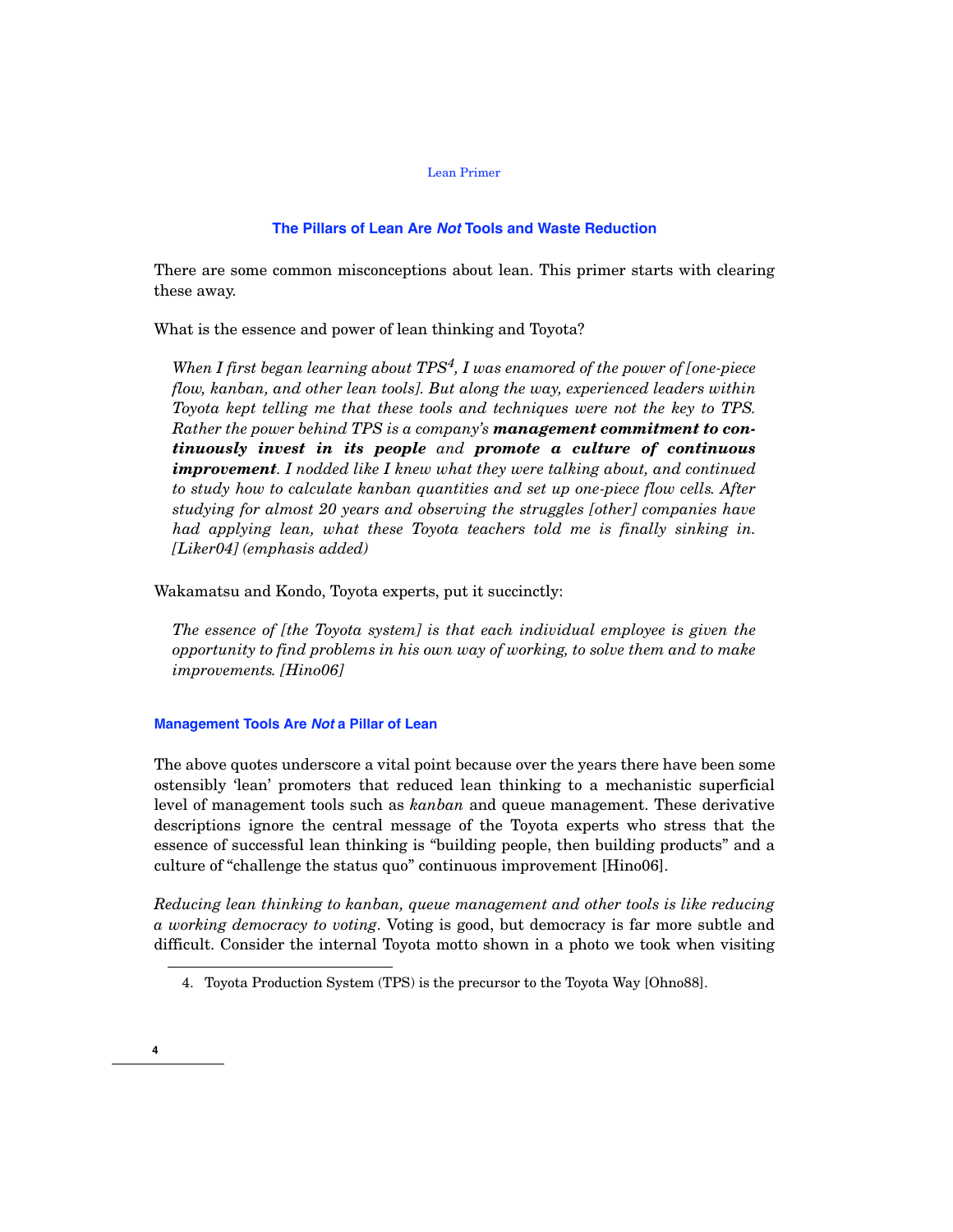## The Pillars of Lean Are *Not* Tools and Waste Reduction

There are some common misconceptions about lean. This primer starts with clearing these away.

What is the essence and power of lean thinking and Toyota?

> *When I first began learning about TPS[4], I was enamored of the power of [one-piece flow, kanban, and other lean tools]. But along the way, experienced leaders within Toyota kept telling me that these tools and techniques were not the key to TPS. Rather the power behind TPS is a company's* ***management commitment to continuously invest in its people*** *and* ***promote a culture of continuous improvement****. I nodded like I knew what they were talking about, and continued to study how to calculate kanban quantities and set up one-piece flow cells. After studying for almost 20 years and observing the struggles [other] companies have had applying lean, what these Toyota teachers told me is finally sinking in. [Liker04] (emphasis added)*

Wakamatsu and Kondo, Toyota experts, put it succinctly:

> *The essence of [the Toyota system] is that each individual employee is given the opportunity to find problems in his own way of working, to solve them and to make improvements. [Hino06]*

### Management Tools Are *Not* a Pillar of Lean

The above quotes underscore a vital point because over the years there have been some ostensibly 'lean' promoters that reduced lean thinking to a mechanistic superficial level of management tools such as *kanban* and queue management. These derivative descriptions ignore the central message of the Toyota experts who stress that the essence of successful lean thinking is "building people, then building products" and a culture of "challenge the status quo" continuous improvement [Hino06].

*Reducing lean thinking to kanban, queue management and other tools is like reducing a working democracy to voting*. Voting is good, but democracy is far more subtle and difficult. Consider the internal Toyota motto shown in a photo we took when visiting

---

4. Toyota Production System (TPS) is the precursor to the Toyota Way [Ohno88].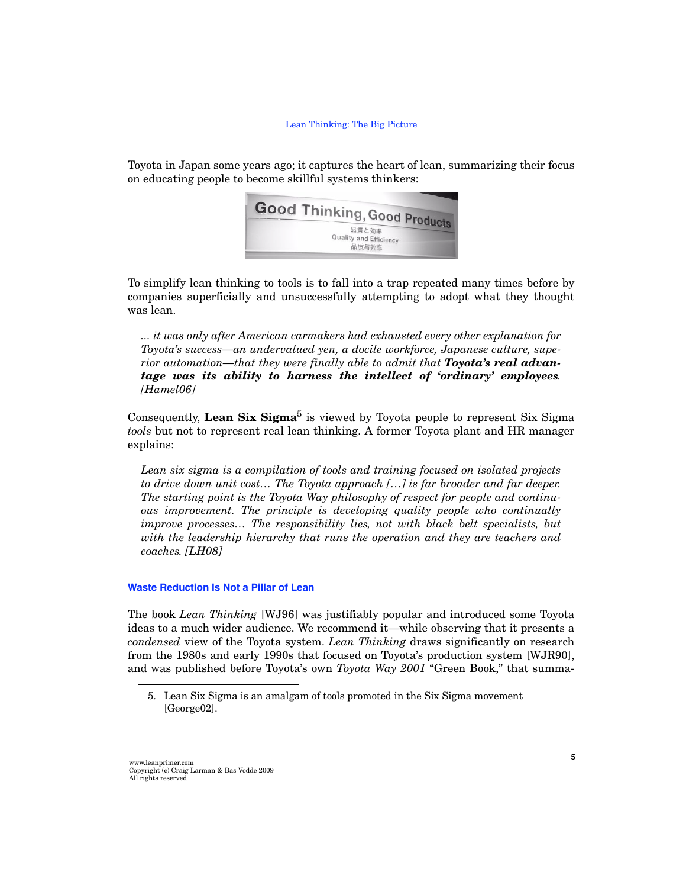Toyota in Japan some years ago; it captures the heart of lean, summarizing their focus on educating people to become skillful systems thinkers:

To simplify lean thinking to tools is to fall into a trap repeated many times before by companies superficially and unsuccessfully attempting to adopt what they thought was lean.

> *... it was only after American carmakers had exhausted every other explanation for Toyota's success—an undervalued yen, a docile workforce, Japanese culture, superior automation—that they were finally able to admit that* ***Toyota's real advantage was its ability to harness the intellect of 'ordinary' employees****. [Hamel06]*

Consequently, **Lean Six Sigma**[5] is viewed by Toyota people to represent Six Sigma *tools* but not to represent real lean thinking. A former Toyota plant and HR manager explains:

> *Lean six sigma is a compilation of tools and training focused on isolated projects to drive down unit cost… The Toyota approach […] is far broader and far deeper. The starting point is the Toyota Way philosophy of respect for people and continuous improvement. The principle is developing quality people who continually improve processes… The responsibility lies, not with black belt specialists, but with the leadership hierarchy that runs the operation and they are teachers and coaches. [LH08]*

### Waste Reduction Is Not a Pillar of Lean

The book *Lean Thinking* [WJ96] was justifiably popular and introduced some Toyota ideas to a much wider audience. We recommend it—while observing that it presents a *condensed* view of the Toyota system. *Lean Thinking* draws significantly on research from the 1980s and early 1990s that focused on Toyota's production system [WJR90], and was published before Toyota's own *Toyota Way 2001* "Green Book," that summa-

5. Lean Six Sigma is an amalgam of tools promoted in the Six Sigma movement [George02].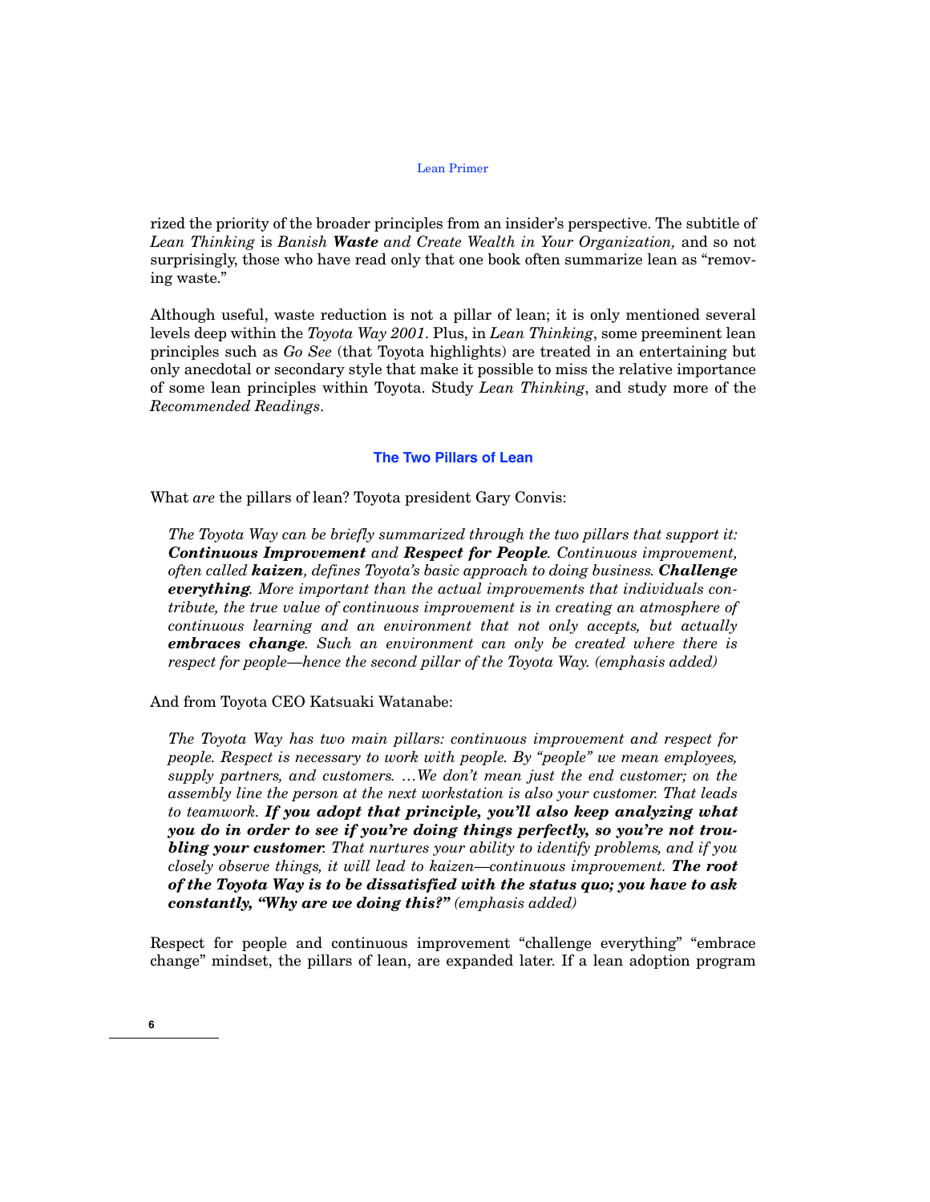rized the priority of the broader principles from an insider's perspective. The subtitle of *Lean Thinking* is *Banish* ***Waste*** *and Create Wealth in Your Organization,* and so not surprisingly, those who have read only that one book often summarize lean as "removing waste."

Although useful, waste reduction is not a pillar of lean; it is only mentioned several levels deep within the *Toyota Way 2001*. Plus, in *Lean Thinking*, some preeminent lean principles such as *Go See* (that Toyota highlights) are treated in an entertaining but only anecdotal or secondary style that make it possible to miss the relative importance of some lean principles within Toyota. Study *Lean Thinking*, and study more of the *Recommended Readings*.

## The Two Pillars of Lean

What *are* the pillars of lean? Toyota president Gary Convis:

> *The Toyota Way can be briefly summarized through the two pillars that support it:* ***Continuous Improvement*** *and* ***Respect for People****. Continuous improvement, often called* ***kaizen****, defines Toyota's basic approach to doing business.* ***Challenge everything****. More important than the actual improvements that individuals contribute, the true value of continuous improvement is in creating an atmosphere of continuous learning and an environment that not only accepts, but actually* ***embraces change****. Such an environment can only be created where there is respect for people—hence the second pillar of the Toyota Way. (emphasis added)*

And from Toyota CEO Katsuaki Watanabe:

> *The Toyota Way has two main pillars: continuous improvement and respect for people. Respect is necessary to work with people. By "people" we mean employees, supply partners, and customers. …We don't mean just the end customer; on the assembly line the person at the next workstation is also your customer. That leads to teamwork.* ***If you adopt that principle, you'll also keep analyzing what you do in order to see if you're doing things perfectly, so you're not troubling your customer****. That nurtures your ability to identify problems, and if you closely observe things, it will lead to kaizen—continuous improvement.* ***The root of the Toyota Way is to be dissatisfied with the status quo; you have to ask constantly, "Why are we doing this?"*** *(emphasis added)*

Respect for people and continuous improvement "challenge everything" "embrace change" mindset, the pillars of lean, are expanded later. If a lean adoption program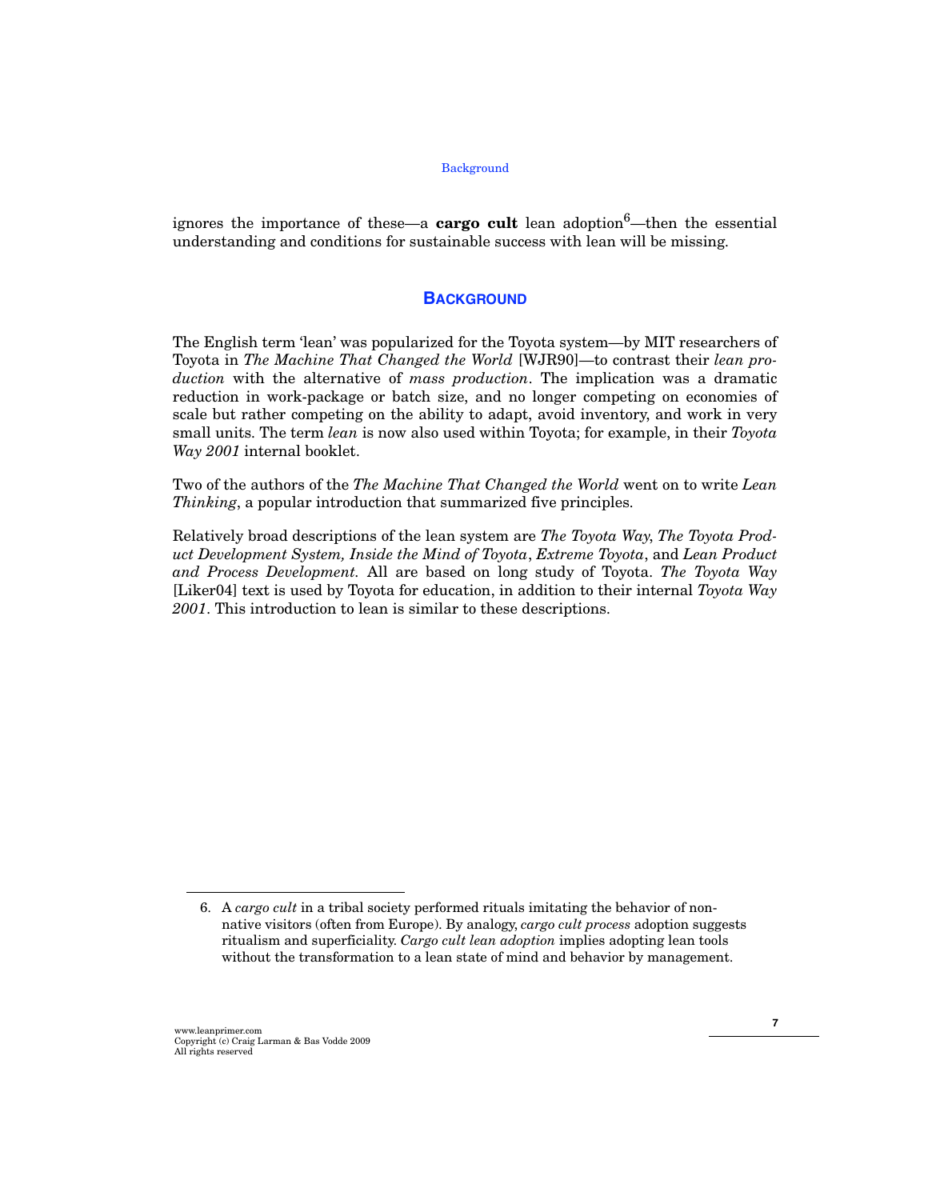ignores the importance of these—a **cargo cult** lean adoption[6]—then the essential understanding and conditions for sustainable success with lean will be missing.

## BACKGROUND

The English term 'lean' was popularized for the Toyota system—by MIT researchers of Toyota in *The Machine That Changed the World* [WJR90]—to contrast their *lean production* with the alternative of *mass production*. The implication was a dramatic reduction in work-package or batch size, and no longer competing on economies of scale but rather competing on the ability to adapt, avoid inventory, and work in very small units. The term *lean* is now also used within Toyota; for example, in their *Toyota Way 2001* internal booklet.

Two of the authors of the *The Machine That Changed the World* went on to write *Lean Thinking*, a popular introduction that summarized five principles.

Relatively broad descriptions of the lean system are *The Toyota Way*, *The Toyota Product Development System, Inside the Mind of Toyota*, *Extreme Toyota*, and *Lean Product and Process Development.* All are based on long study of Toyota. *The Toyota Way* [Liker04] text is used by Toyota for education, in addition to their internal *Toyota Way 2001*. This introduction to lean is similar to these descriptions.

---

6. A *cargo cult* in a tribal society performed rituals imitating the behavior of non-native visitors (often from Europe). By analogy, *cargo cult process* adoption suggests ritualism and superficiality. *Cargo cult lean adoption* implies adopting lean tools without the transformation to a lean state of mind and behavior by management.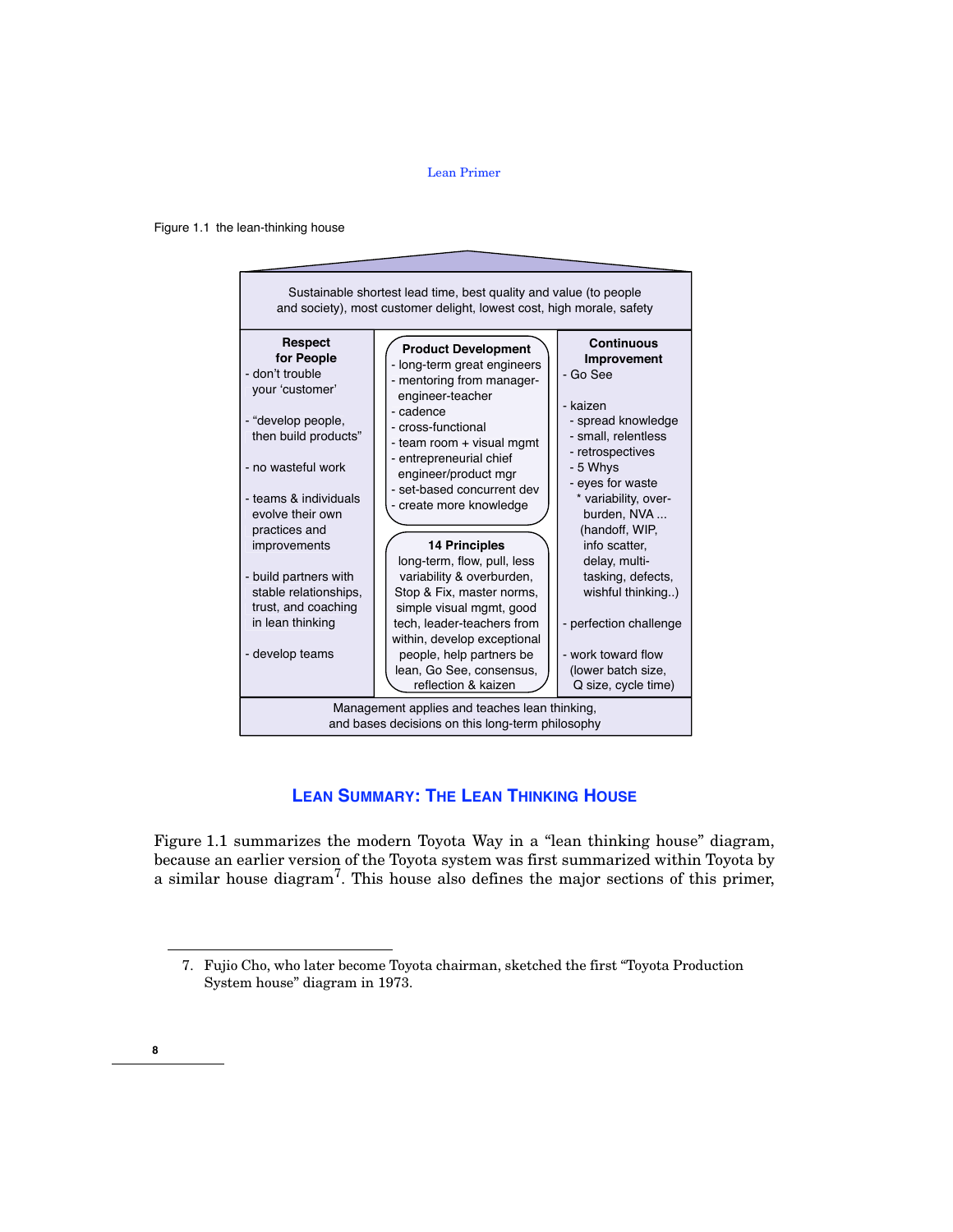Figure 1.1 the lean-thinking house

Sustainable shortest lead time, best quality and value (to people and society), most customer delight, lowest cost, high morale, safety

**Respect for People**
- don't trouble your 'customer'
- "develop people, then build products"
- no wasteful work
- teams & individuals evolve their own practices and improvements
- build partners with stable relationships, trust, and coaching in lean thinking
- develop teams

**Product Development**
- long-term great engineers
- mentoring from manager-engineer-teacher
- cadence
- cross-functional
- team room + visual mgmt
- entrepreneurial chief engineer/product mgr
- set-based concurrent dev
- create more knowledge

**14 Principles**
long-term, flow, pull, less variability & overburden, Stop & Fix, master norms, simple visual mgmt, good tech, leader-teachers from within, develop exceptional people, help partners be lean, Go See, consensus, reflection & kaizen

**Continuous Improvement**
- Go See
- kaizen
  - spread knowledge
  - small, relentless
  - retrospectives
  - 5 Whys
  - eyes for waste
    * variability, over-burden, NVA ... (handoff, WIP, info scatter, delay, multi-tasking, defects, wishful thinking..)
- perfection challenge
- work toward flow (lower batch size, Q size, cycle time)

Management applies and teaches lean thinking, and bases decisions on this long-term philosophy

## Lean Summary: The Lean Thinking House

Figure 1.1 summarizes the modern Toyota Way in a "lean thinking house" diagram, because an earlier version of the Toyota system was first summarized within Toyota by a similar house diagram[7]. This house also defines the major sections of this primer,

7. Fujio Cho, who later become Toyota chairman, sketched the first "Toyota Production System house" diagram in 1973.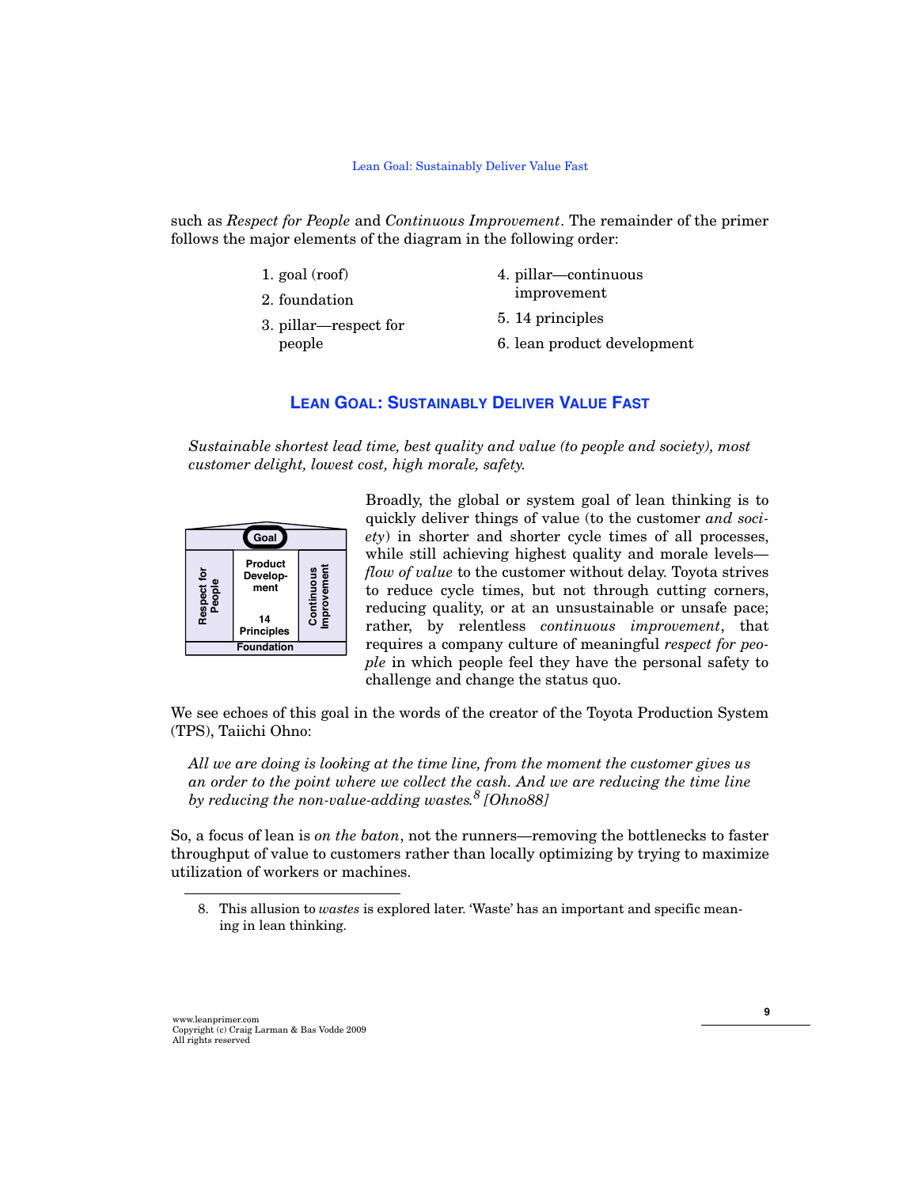such as *Respect for People* and *Continuous Improvement*. The remainder of the primer follows the major elements of the diagram in the following order:

1. goal (roof)
2. foundation
3. pillar—respect for people
4. pillar—continuous improvement
5. 14 principles
6. lean product development

## Lean Goal: Sustainably Deliver Value Fast

*Sustainable shortest lead time, best quality and value (to people and society), most customer delight, lowest cost, high morale, safety.*

Goal

Respect for People | Product Development | 14 Principles | Continuous Improvement

Foundation

Broadly, the global or system goal of lean thinking is to quickly deliver things of value (to the customer *and society*) in shorter and shorter cycle times of all processes, while still achieving highest quality and morale levels—*flow of value* to the customer without delay. Toyota strives to reduce cycle times, but not through cutting corners, reducing quality, or at an unsustainable or unsafe pace; rather, by relentless *continuous improvement*, that requires a company culture of meaningful *respect for people* in which people feel they have the personal safety to challenge and change the status quo.

We see echoes of this goal in the words of the creator of the Toyota Production System (TPS), Taiichi Ohno:

> *All we are doing is looking at the time line, from the moment the customer gives us an order to the point where we collect the cash. And we are reducing the time line by reducing the non-value-adding wastes.*[8] *[Ohno88]*

So, a focus of lean is *on the baton*, not the runners—removing the bottlenecks to faster throughput of value to customers rather than locally optimizing by trying to maximize utilization of workers or machines.

8. This allusion to *wastes* is explored later. 'Waste' has an important and specific meaning in lean thinking.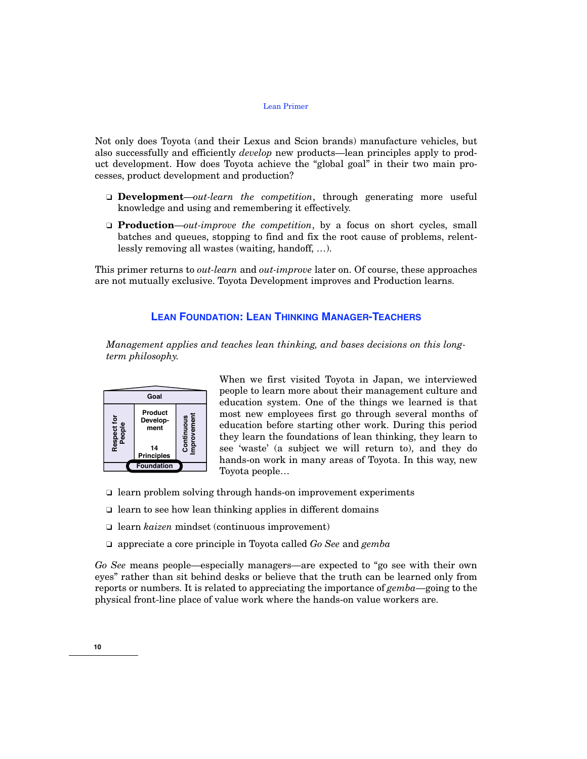Not only does Toyota (and their Lexus and Scion brands) manufacture vehicles, but also successfully and efficiently *develop* new products—lean principles apply to product development. How does Toyota achieve the "global goal" in their two main processes, product development and production?

- **Development**—*out-learn the competition*, through generating more useful knowledge and using and remembering it effectively.
- **Production**—*out-improve the competition*, by a focus on short cycles, small batches and queues, stopping to find and fix the root cause of problems, relentlessly removing all wastes (waiting, handoff, …).

This primer returns to *out-learn* and *out-improve* later on. Of course, these approaches are not mutually exclusive. Toyota Development improves and Production learns.

## Lean Foundation: Lean Thinking Manager-Teachers

*Management applies and teaches lean thinking, and bases decisions on this long-term philosophy.*

Goal | Respect for People | Product Development | 14 Principles | Continuous Improvement | Foundation

When we first visited Toyota in Japan, we interviewed people to learn more about their management culture and education system. One of the things we learned is that most new employees first go through several months of education before starting other work. During this period they learn the foundations of lean thinking, they learn to see 'waste' (a subject we will return to), and they do hands-on work in many areas of Toyota. In this way, new Toyota people…

- learn problem solving through hands-on improvement experiments
- learn to see how lean thinking applies in different domains
- learn *kaizen* mindset (continuous improvement)
- appreciate a core principle in Toyota called *Go See* and *gemba*

*Go See* means people—especially managers—are expected to "go see with their own eyes" rather than sit behind desks or believe that the truth can be learned only from reports or numbers. It is related to appreciating the importance of *gemba*—going to the physical front-line place of value work where the hands-on value workers are.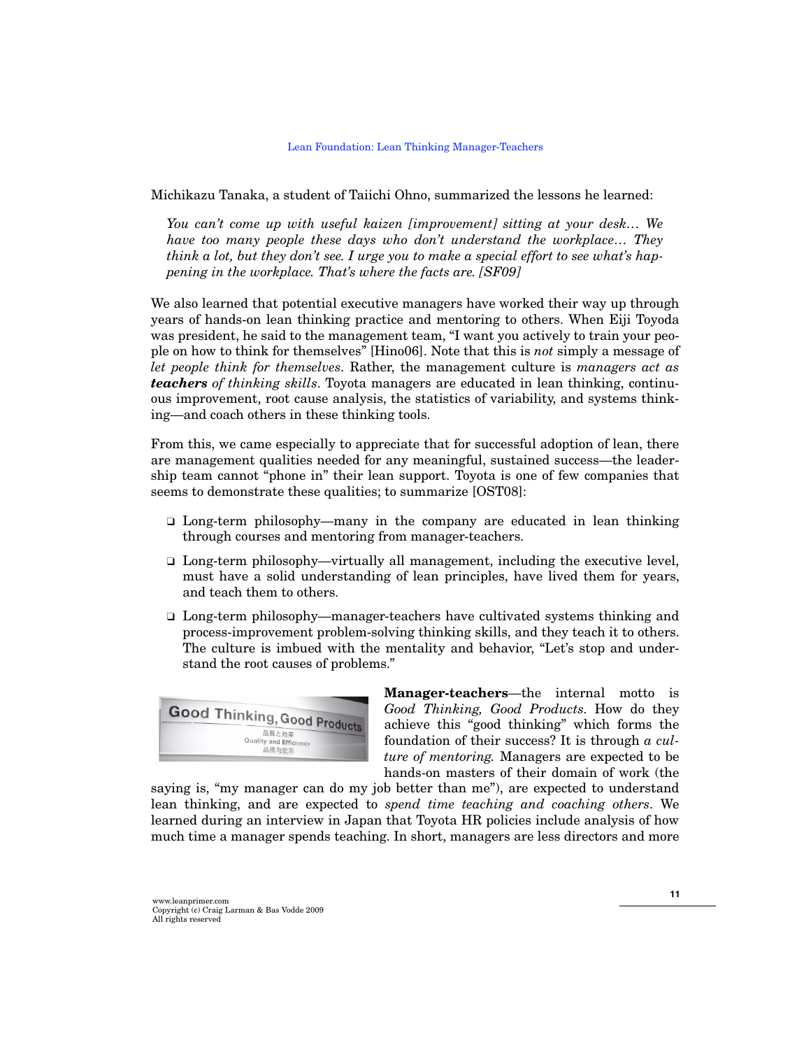Michikazu Tanaka, a student of Taiichi Ohno, summarized the lessons he learned:

> *You can't come up with useful kaizen [improvement] sitting at your desk… We have too many people these days who don't understand the workplace… They think a lot, but they don't see. I urge you to make a special effort to see what's happening in the workplace. That's where the facts are. [SF09]*

We also learned that potential executive managers have worked their way up through years of hands-on lean thinking practice and mentoring to others. When Eiji Toyoda was president, he said to the management team, "I want you actively to train your people on how to think for themselves" [Hino06]. Note that this is *not* simply a message of *let people think for themselves*. Rather, the management culture is *managers act as* ***teachers*** *of thinking skills*. Toyota managers are educated in lean thinking, continuous improvement, root cause analysis, the statistics of variability, and systems thinking—and coach others in these thinking tools.

From this, we came especially to appreciate that for successful adoption of lean, there are management qualities needed for any meaningful, sustained success—the leadership team cannot "phone in" their lean support. Toyota is one of few companies that seems to demonstrate these qualities; to summarize [OST08]:

- Long-term philosophy—many in the company are educated in lean thinking through courses and mentoring from manager-teachers.
- Long-term philosophy—virtually all management, including the executive level, must have a solid understanding of lean principles, have lived them for years, and teach them to others.
- Long-term philosophy—manager-teachers have cultivated systems thinking and process-improvement problem-solving thinking skills, and they teach it to others. The culture is imbued with the mentality and behavior, "Let's stop and understand the root causes of problems."

**Manager-teachers**—the internal motto is *Good Thinking, Good Products*. How do they achieve this "good thinking" which forms the foundation of their success? It is through *a culture of mentoring.* Managers are expected to be hands-on masters of their domain of work (the saying is, "my manager can do my job better than me"), are expected to understand lean thinking, and are expected to *spend time teaching and coaching others*. We learned during an interview in Japan that Toyota HR policies include analysis of how much time a manager spends teaching. In short, managers are less directors and more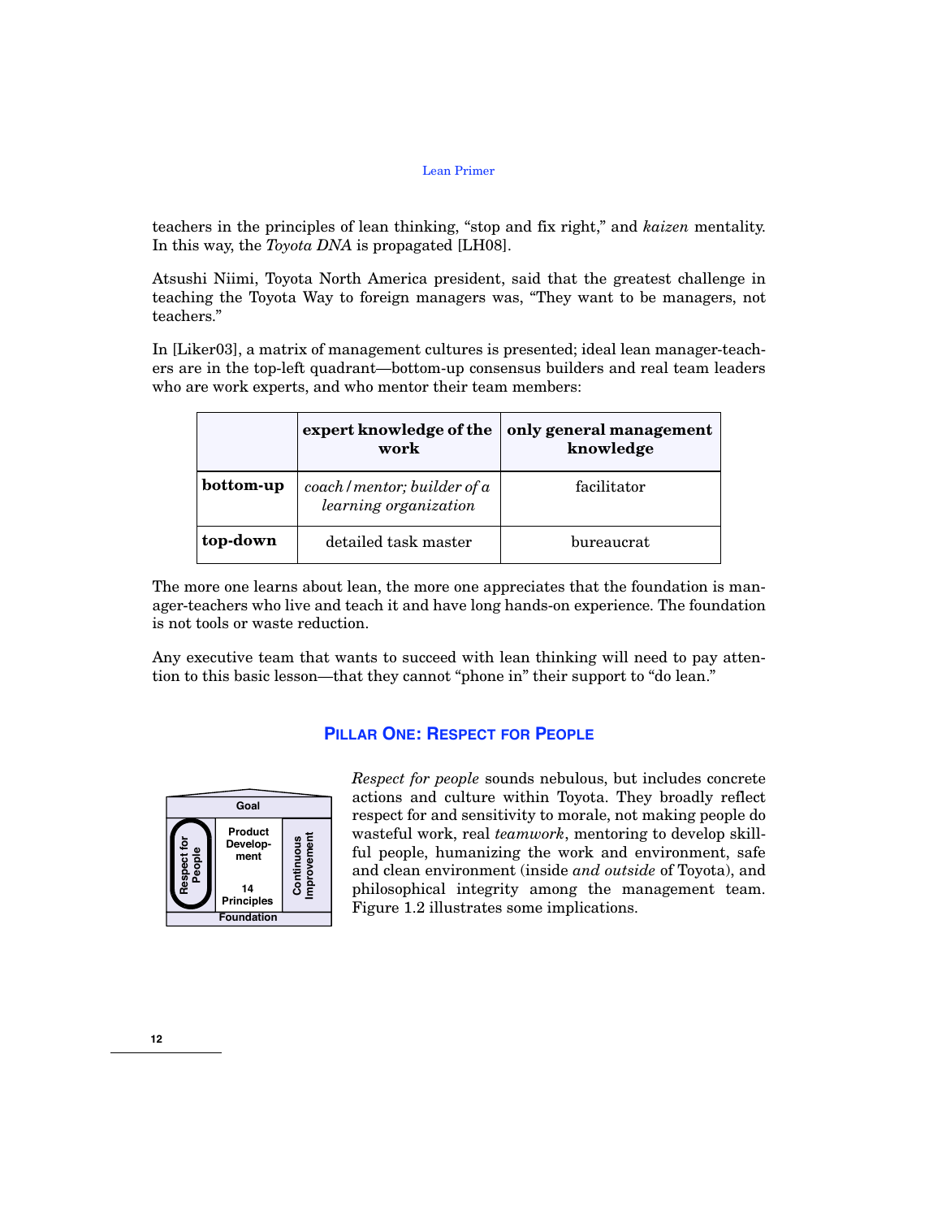teachers in the principles of lean thinking, "stop and fix right," and *kaizen* mentality. In this way, the *Toyota DNA* is propagated [LH08].

Atsushi Niimi, Toyota North America president, said that the greatest challenge in teaching the Toyota Way to foreign managers was, "They want to be managers, not teachers."

In [Liker03], a matrix of management cultures is presented; ideal lean manager-teachers are in the top-left quadrant—bottom-up consensus builders and real team leaders who are work experts, and who mentor their team members:

| | **expert knowledge of the work** | **only general management knowledge** |
|---|---|---|
| **bottom-up** | *coach / mentor; builder of a learning organization* | facilitator |
| **top-down** | detailed task master | bureaucrat |

The more one learns about lean, the more one appreciates that the foundation is manager-teachers who live and teach it and have long hands-on experience. The foundation is not tools or waste reduction.

Any executive team that wants to succeed with lean thinking will need to pay attention to this basic lesson—that they cannot "phone in" their support to "do lean."

## Pillar One: Respect for People

Goal

Respect for People | Product Development | 14 Principles | Continuous Improvement

Foundation

*Respect for people* sounds nebulous, but includes concrete actions and culture within Toyota. They broadly reflect respect for and sensitivity to morale, not making people do wasteful work, real *teamwork*, mentoring to develop skillful people, humanizing the work and environment, safe and clean environment (inside *and outside* of Toyota), and philosophical integrity among the management team. Figure 1.2 illustrates some implications.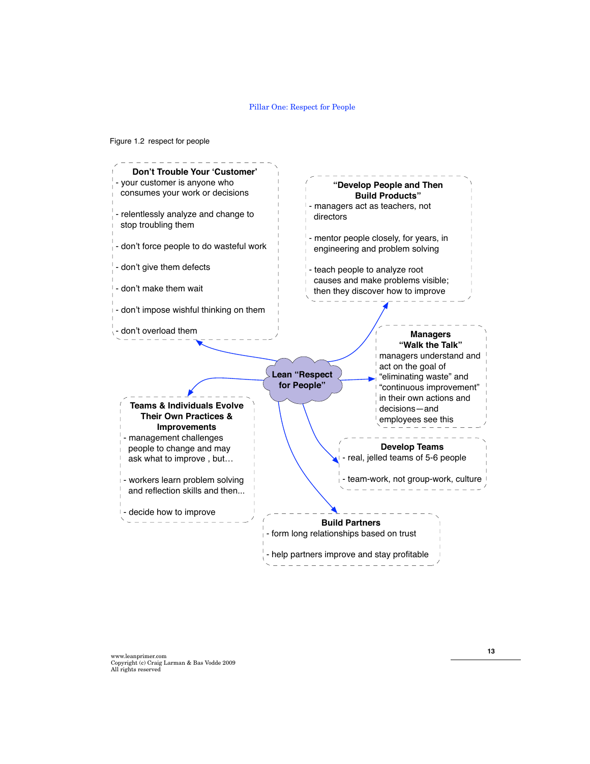Figure 1.2 respect for people

**Lean "Respect for People"**

**Don't Trouble Your 'Customer'**
- your customer is anyone who consumes your work or decisions
- relentlessly analyze and change to stop troubling them
- don't force people to do wasteful work
- don't give them defects
- don't make them wait
- don't impose wishful thinking on them
- don't overload them

**"Develop People and Then Build Products"**
- managers act as teachers, not directors
- mentor people closely, for years, in engineering and problem solving
- teach people to analyze root causes and make problems visible; then they discover how to improve

**Managers "Walk the Talk"**
managers understand and act on the goal of "eliminating waste" and "continuous improvement" in their own actions and decisions—and employees see this

**Teams & Individuals Evolve Their Own Practices & Improvements**
- management challenges people to change and may ask what to improve , but…
- workers learn problem solving and reflection skills and then...
- decide how to improve

**Develop Teams**
- real, jelled teams of 5-6 people
- team-work, not group-work, culture

**Build Partners**
- form long relationships based on trust
- help partners improve and stay profitable

www.leanprimer.com
Copyright (c) Craig Larman & Bas Vodde 2009
All rights reserved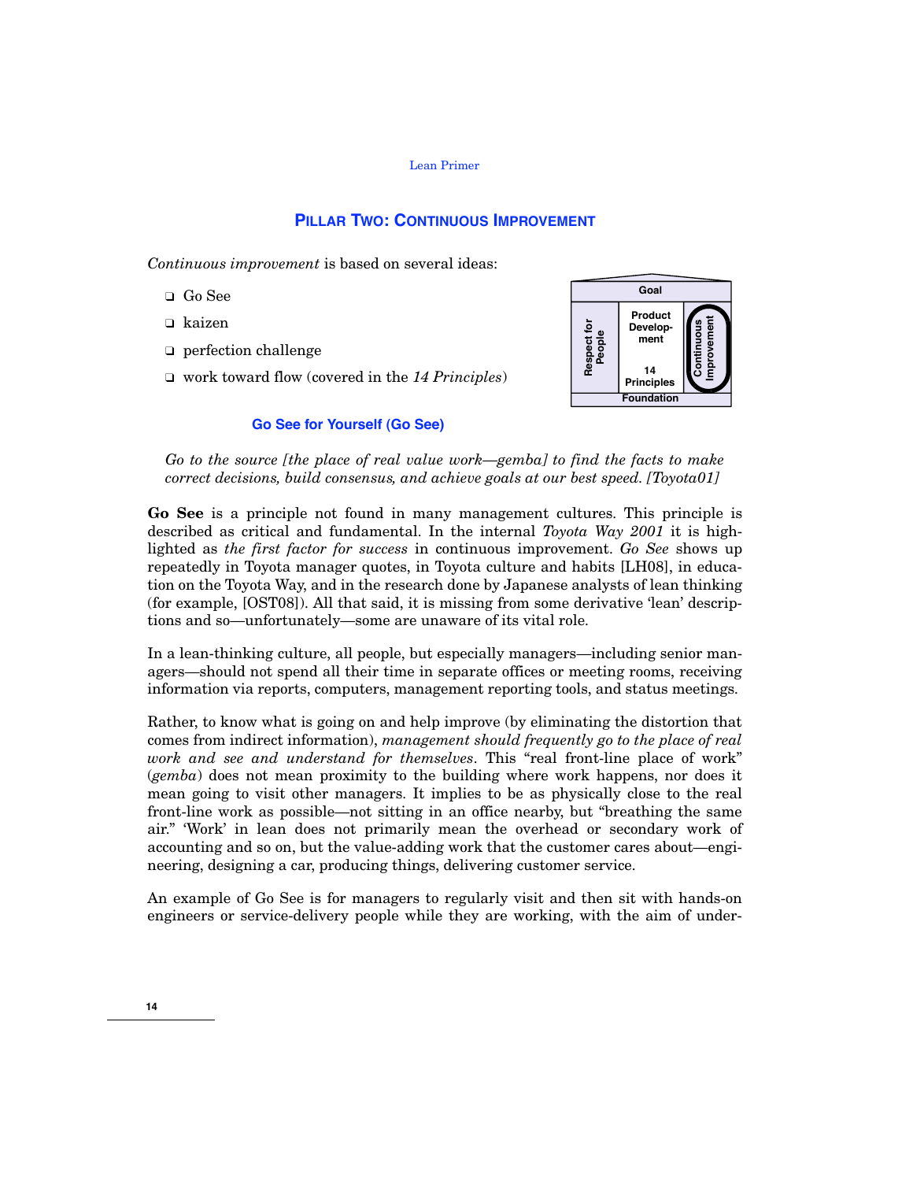## PILLAR TWO: CONTINUOUS IMPROVEMENT

*Continuous improvement* is based on several ideas:

- Go See
- kaizen
- perfection challenge
- work toward flow (covered in the *14 Principles*)

Goal

Respect for People

Product Develop-ment

14 Principles

Continuous Improvement

Foundation

### Go See for Yourself (Go See)

*Go to the source [the place of real value work—gemba] to find the facts to make correct decisions, build consensus, and achieve goals at our best speed. [Toyota01]*

**Go See** is a principle not found in many management cultures. This principle is described as critical and fundamental. In the internal *Toyota Way 2001* it is highlighted as *the first factor for success* in continuous improvement. *Go See* shows up repeatedly in Toyota manager quotes, in Toyota culture and habits [LH08], in education on the Toyota Way, and in the research done by Japanese analysts of lean thinking (for example, [OST08]). All that said, it is missing from some derivative 'lean' descriptions and so—unfortunately—some are unaware of its vital role.

In a lean-thinking culture, all people, but especially managers—including senior managers—should not spend all their time in separate offices or meeting rooms, receiving information via reports, computers, management reporting tools, and status meetings.

Rather, to know what is going on and help improve (by eliminating the distortion that comes from indirect information), *management should frequently go to the place of real work and see and understand for themselves*. This "real front-line place of work" (*gemba*) does not mean proximity to the building where work happens, nor does it mean going to visit other managers. It implies to be as physically close to the real front-line work as possible—not sitting in an office nearby, but "breathing the same air." 'Work' in lean does not primarily mean the overhead or secondary work of accounting and so on, but the value-adding work that the customer cares about—engineering, designing a car, producing things, delivering customer service.

An example of Go See is for managers to regularly visit and then sit with hands-on engineers or service-delivery people while they are working, with the aim of under-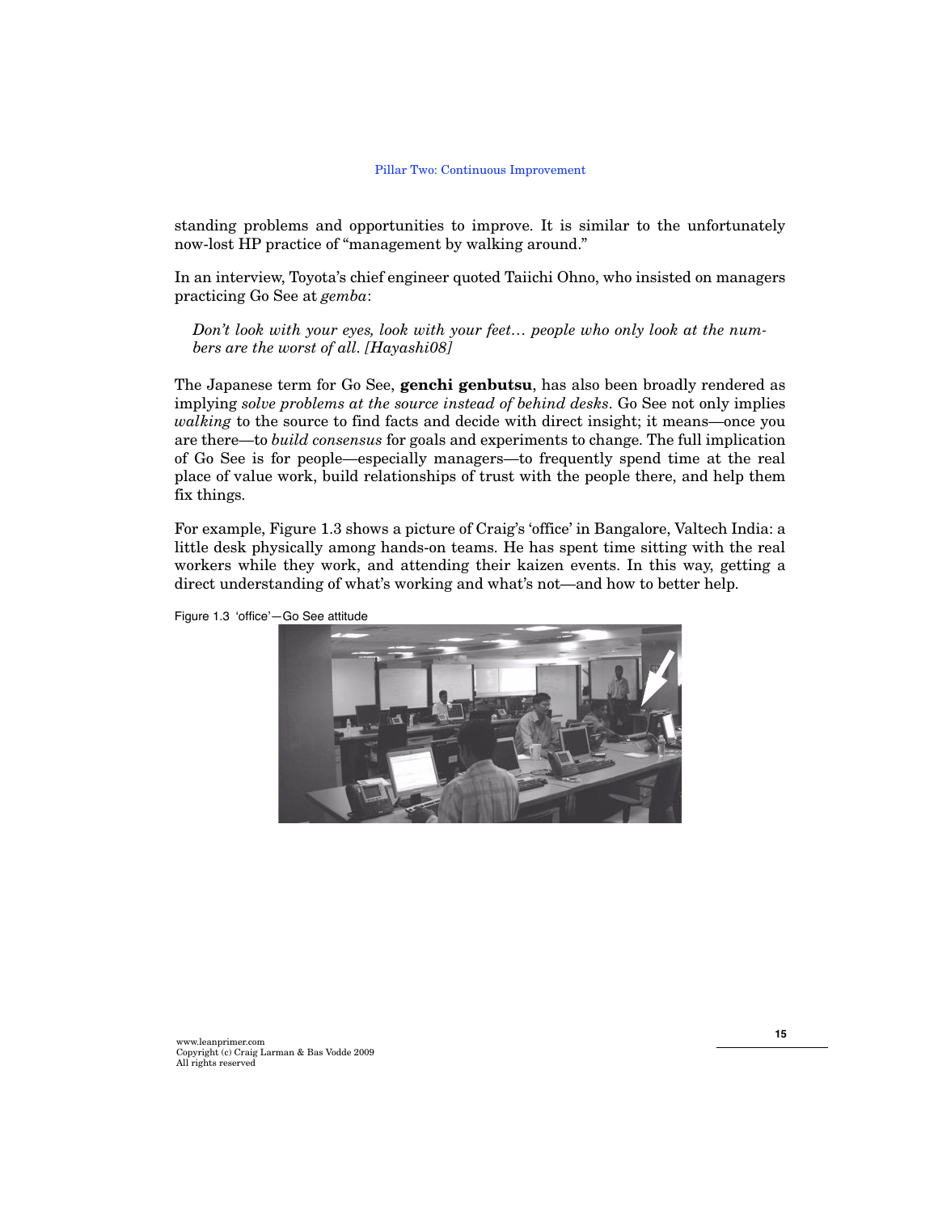standing problems and opportunities to improve. It is similar to the unfortunately now-lost HP practice of "management by walking around."

In an interview, Toyota's chief engineer quoted Taiichi Ohno, who insisted on managers practicing Go See at *gemba*:

> *Don't look with your eyes, look with your feet… people who only look at the numbers are the worst of all. [Hayashi08]*

The Japanese term for Go See, **genchi genbutsu**, has also been broadly rendered as implying *solve problems at the source instead of behind desks*. Go See not only implies *walking* to the source to find facts and decide with direct insight; it means—once you are there—to *build consensus* for goals and experiments to change. The full implication of Go See is for people—especially managers—to frequently spend time at the real place of value work, build relationships of trust with the people there, and help them fix things.

For example, Figure 1.3 shows a picture of Craig's 'office' in Bangalore, Valtech India: a little desk physically among hands-on teams. He has spent time sitting with the real workers while they work, and attending their kaizen events. In this way, getting a direct understanding of what's working and what's not—and how to better help.

Figure 1.3 'office'—Go See attitude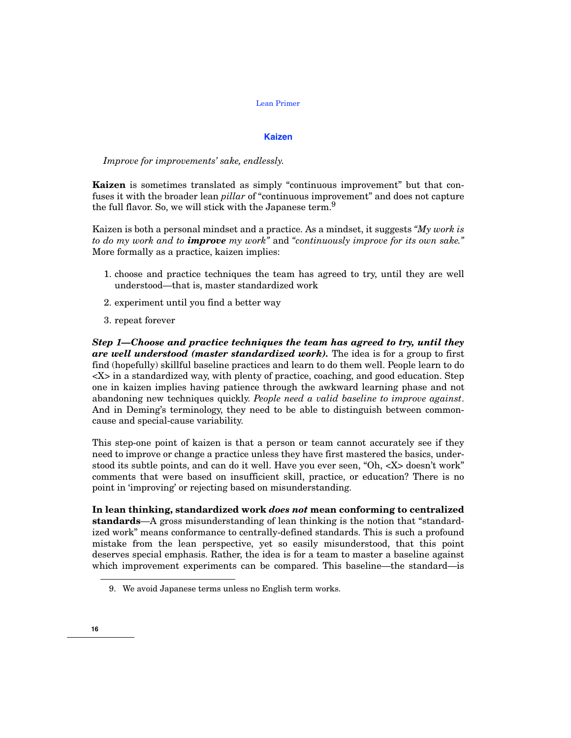## Kaizen

*Improve for improvements' sake, endlessly.*

**Kaizen** is sometimes translated as simply "continuous improvement" but that confuses it with the broader lean *pillar* of "continuous improvement" and does not capture the full flavor. So, we will stick with the Japanese term.[9]

Kaizen is both a personal mindset and a practice. As a mindset, it suggests *"My work is to do my work and to **improve** my work"* and *"continuously improve for its own sake."* More formally as a practice, kaizen implies:

1. choose and practice techniques the team has agreed to try, until they are well understood—that is, master standardized work
2. experiment until you find a better way
3. repeat forever

***Step 1—Choose and practice techniques the team has agreed to try, until they are well understood (master standardized work).*** The idea is for a group to first find (hopefully) skillful baseline practices and learn to do them well. People learn to do <X> in a standardized way, with plenty of practice, coaching, and good education. Step one in kaizen implies having patience through the awkward learning phase and not abandoning new techniques quickly. *People need a valid baseline to improve against*. And in Deming's terminology, they need to be able to distinguish between common-cause and special-cause variability.

This step-one point of kaizen is that a person or team cannot accurately see if they need to improve or change a practice unless they have first mastered the basics, understood its subtle points, and can do it well. Have you ever seen, "Oh, <X> doesn't work" comments that were based on insufficient skill, practice, or education? There is no point in 'improving' or rejecting based on misunderstanding.

**In lean thinking, standardized work *does not* mean conforming to centralized standards**—A gross misunderstanding of lean thinking is the notion that "standardized work" means conformance to centrally-defined standards. This is such a profound mistake from the lean perspective, yet so easily misunderstood, that this point deserves special emphasis. Rather, the idea is for a team to master a baseline against which improvement experiments can be compared. This baseline—the standard—is

9. We avoid Japanese terms unless no English term works.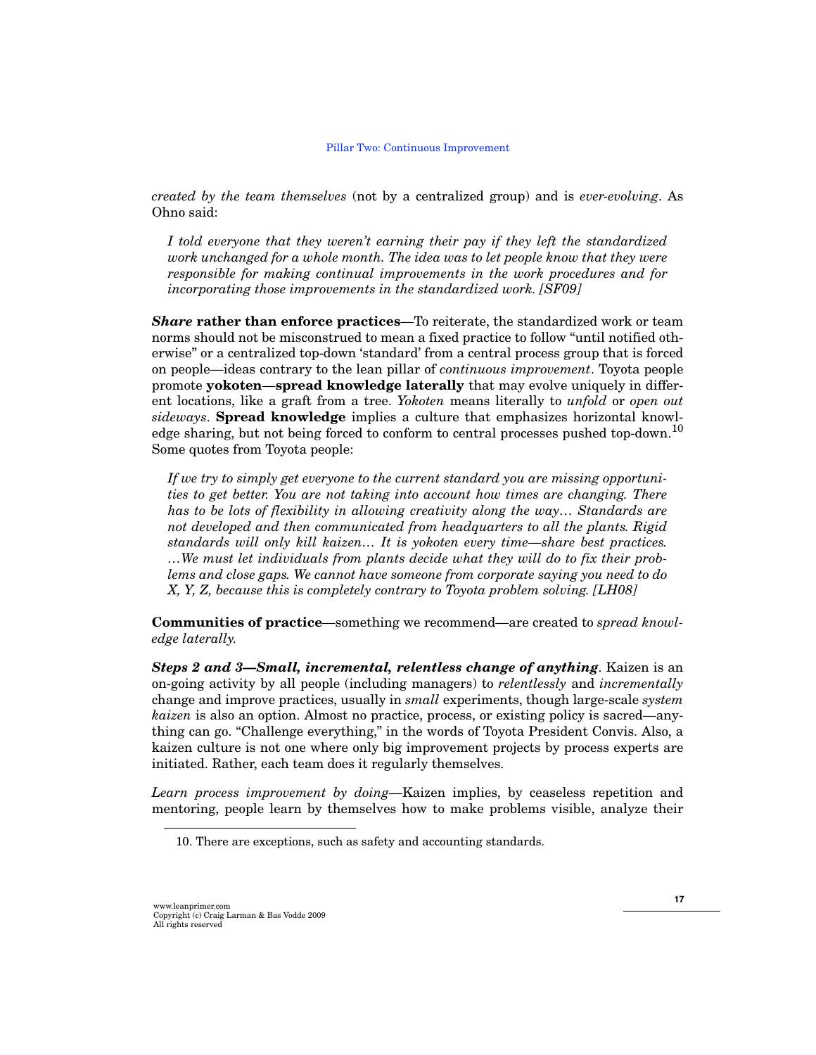*created by the team themselves* (not by a centralized group) and is *ever-evolving*. As Ohno said:

> *I told everyone that they weren't earning their pay if they left the standardized work unchanged for a whole month. The idea was to let people know that they were responsible for making continual improvements in the work procedures and for incorporating those improvements in the standardized work. [SF09]*

***Share* rather than enforce practices**—To reiterate, the standardized work or team norms should not be misconstrued to mean a fixed practice to follow "until notified otherwise" or a centralized top-down 'standard' from a central process group that is forced on people—ideas contrary to the lean pillar of *continuous improvement*. Toyota people promote **yokoten**—**spread knowledge laterally** that may evolve uniquely in different locations, like a graft from a tree. *Yokoten* means literally to *unfold* or *open out sideways*. **Spread knowledge** implies a culture that emphasizes horizontal knowledge sharing, but not being forced to conform to central processes pushed top-down.[10] Some quotes from Toyota people:

> *If we try to simply get everyone to the current standard you are missing opportunities to get better. You are not taking into account how times are changing. There has to be lots of flexibility in allowing creativity along the way… Standards are not developed and then communicated from headquarters to all the plants. Rigid standards will only kill kaizen… It is yokoten every time—share best practices. …We must let individuals from plants decide what they will do to fix their problems and close gaps. We cannot have someone from corporate saying you need to do X, Y, Z, because this is completely contrary to Toyota problem solving. [LH08]*

**Communities of practice**—something we recommend—are created to *spread knowledge laterally*.

***Steps 2 and 3—Small, incremental, relentless change of anything***. Kaizen is an on-going activity by all people (including managers) to *relentlessly* and *incrementally* change and improve practices, usually in *small* experiments, though large-scale *system kaizen* is also an option. Almost no practice, process, or existing policy is sacred—anything can go. "Challenge everything," in the words of Toyota President Convis. Also, a kaizen culture is not one where only big improvement projects by process experts are initiated. Rather, each team does it regularly themselves.

*Learn process improvement by doing*—Kaizen implies, by ceaseless repetition and mentoring, people learn by themselves how to make problems visible, analyze their

10. There are exceptions, such as safety and accounting standards.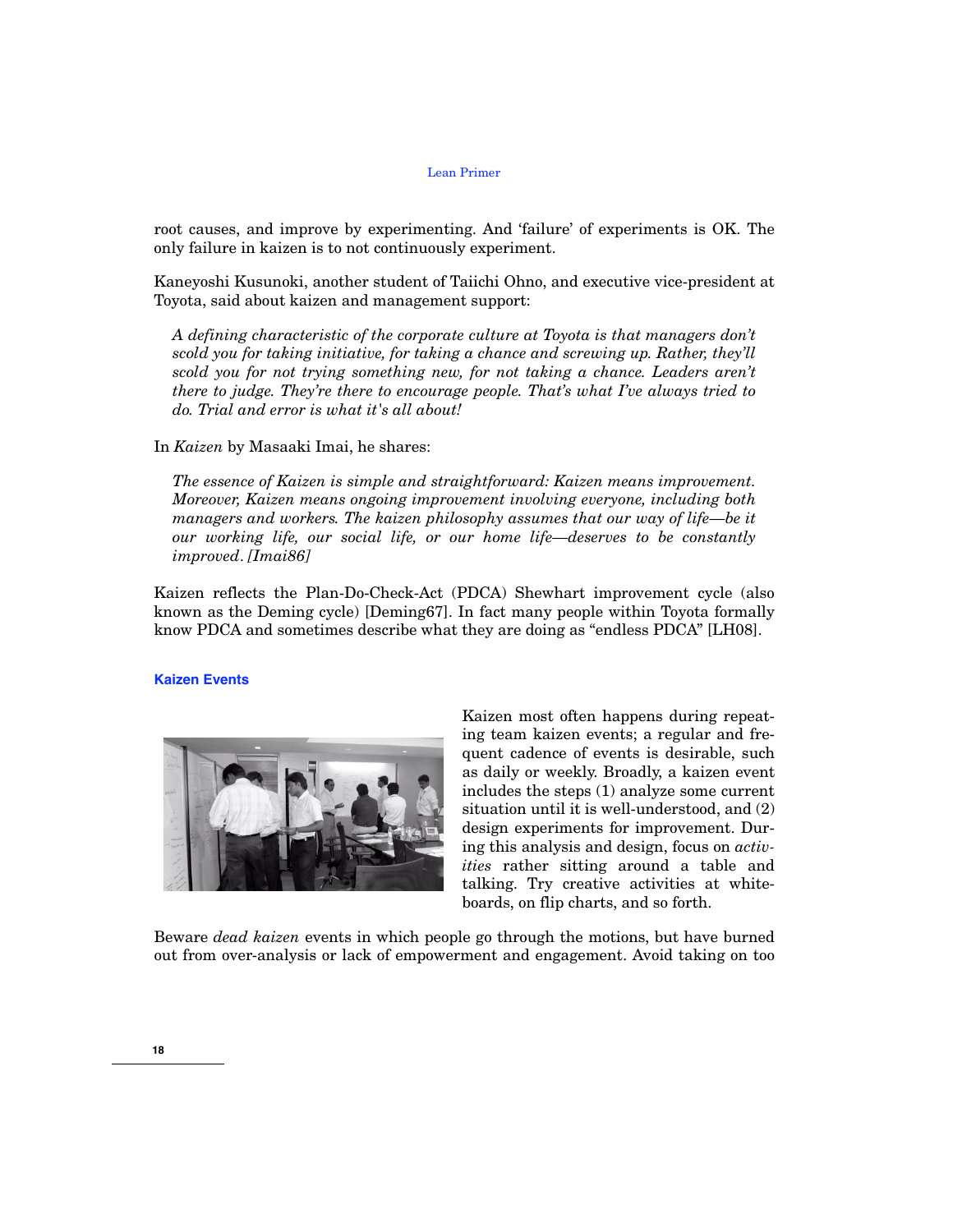root causes, and improve by experimenting. And 'failure' of experiments is OK. The only failure in kaizen is to not continuously experiment.

Kaneyoshi Kusunoki, another student of Taiichi Ohno, and executive vice-president at Toyota, said about kaizen and management support:

> *A defining characteristic of the corporate culture at Toyota is that managers don't scold you for taking initiative, for taking a chance and screwing up. Rather, they'll scold you for not trying something new, for not taking a chance. Leaders aren't there to judge. They're there to encourage people. That's what I've always tried to do. Trial and error is what it's all about!*

In *Kaizen* by Masaaki Imai, he shares:

> *The essence of Kaizen is simple and straightforward: Kaizen means improvement. Moreover, Kaizen means ongoing improvement involving everyone, including both managers and workers. The kaizen philosophy assumes that our way of life—be it our working life, our social life, or our home life—deserves to be constantly improved. [Imai86]*

Kaizen reflects the Plan-Do-Check-Act (PDCA) Shewhart improvement cycle (also known as the Deming cycle) [Deming67]. In fact many people within Toyota formally know PDCA and sometimes describe what they are doing as "endless PDCA" [LH08].

### Kaizen Events

Kaizen most often happens during repeating team kaizen events; a regular and frequent cadence of events is desirable, such as daily or weekly. Broadly, a kaizen event includes the steps (1) analyze some current situation until it is well-understood, and (2) design experiments for improvement. During this analysis and design, focus on *activities* rather sitting around a table and talking. Try creative activities at whiteboards, on flip charts, and so forth.

Beware *dead kaizen* events in which people go through the motions, but have burned out from over-analysis or lack of empowerment and engagement. Avoid taking on too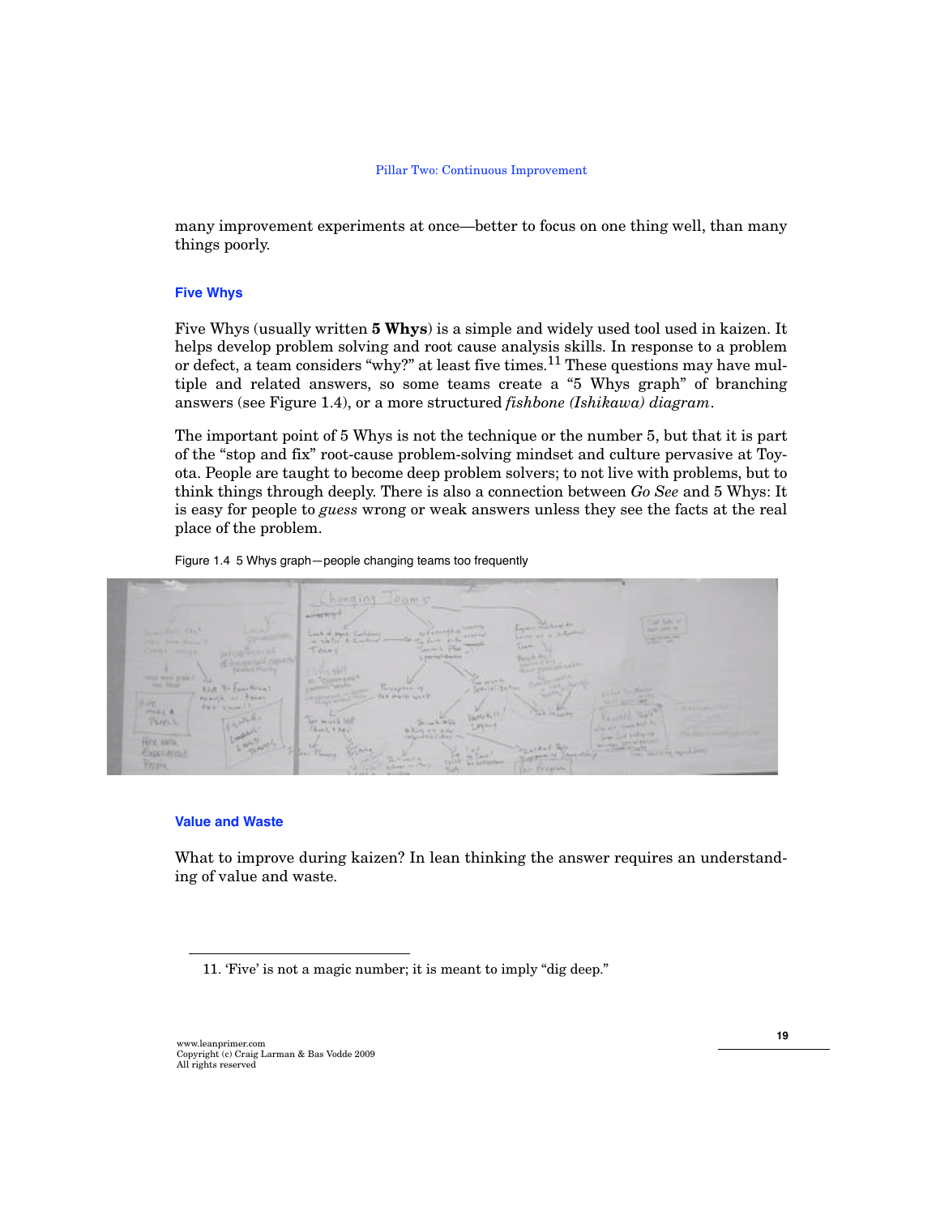many improvement experiments at once—better to focus on one thing well, than many things poorly.

### Five Whys

Five Whys (usually written **5 Whys**) is a simple and widely used tool used in kaizen. It helps develop problem solving and root cause analysis skills. In response to a problem or defect, a team considers "why?" at least five times.[11] These questions may have multiple and related answers, so some teams create a "5 Whys graph" of branching answers (see Figure 1.4), or a more structured *fishbone (Ishikawa) diagram*.

The important point of 5 Whys is not the technique or the number 5, but that it is part of the "stop and fix" root-cause problem-solving mindset and culture pervasive at Toyota. People are taught to become deep problem solvers; to not live with problems, but to think things through deeply. There is also a connection between *Go See* and 5 Whys: It is easy for people to *guess* wrong or weak answers unless they see the facts at the real place of the problem.

Figure 1.4 5 Whys graph—people changing teams too frequently

### Value and Waste

What to improve during kaizen? In lean thinking the answer requires an understanding of value and waste.

11. 'Five' is not a magic number; it is meant to imply "dig deep."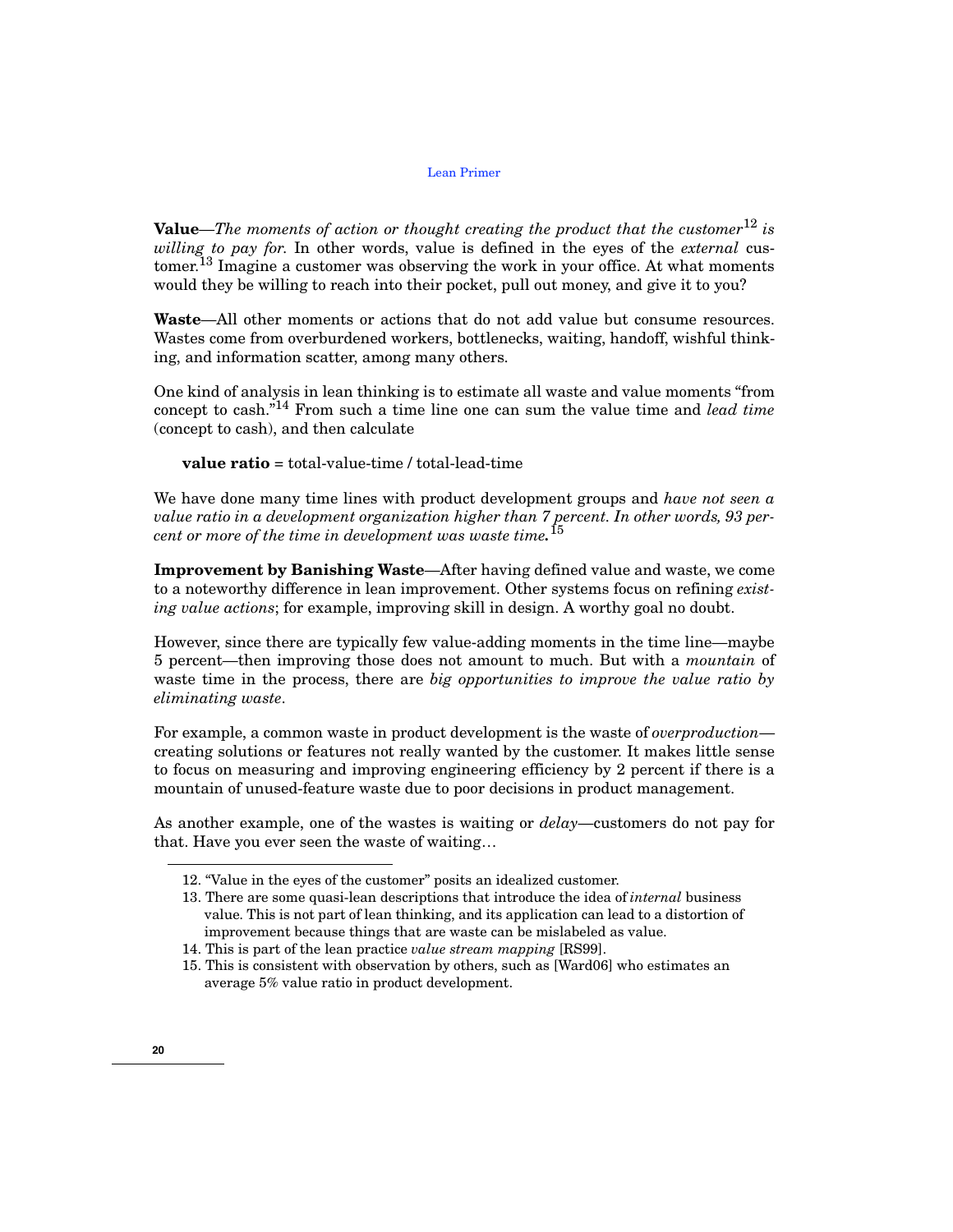**Value**—*The moments of action or thought creating the product that the customer*[12] *is willing to pay for.* In other words, value is defined in the eyes of the *external* customer.[13] Imagine a customer was observing the work in your office. At what moments would they be willing to reach into their pocket, pull out money, and give it to you?

**Waste**—All other moments or actions that do not add value but consume resources. Wastes come from overburdened workers, bottlenecks, waiting, handoff, wishful thinking, and information scatter, among many others.

One kind of analysis in lean thinking is to estimate all waste and value moments "from concept to cash."[14] From such a time line one can sum the value time and *lead time* (concept to cash), and then calculate

**value ratio** = total-value-time / total-lead-time

We have done many time lines with product development groups and *have not seen a value ratio in a development organization higher than 7 percent. In other words, 93 percent or more of the time in development was waste time.*[15]

**Improvement by Banishing Waste**—After having defined value and waste, we come to a noteworthy difference in lean improvement. Other systems focus on refining *existing value actions*; for example, improving skill in design. A worthy goal no doubt.

However, since there are typically few value-adding moments in the time line—maybe 5 percent—then improving those does not amount to much. But with a *mountain* of waste time in the process, there are *big opportunities to improve the value ratio by eliminating waste*.

For example, a common waste in product development is the waste of *overproduction*—creating solutions or features not really wanted by the customer. It makes little sense to focus on measuring and improving engineering efficiency by 2 percent if there is a mountain of unused-feature waste due to poor decisions in product management.

As another example, one of the wastes is waiting or *delay*—customers do not pay for that. Have you ever seen the waste of waiting…

12. "Value in the eyes of the customer" posits an idealized customer.
13. There are some quasi-lean descriptions that introduce the idea of *internal* business value. This is not part of lean thinking, and its application can lead to a distortion of improvement because things that are waste can be mislabeled as value.
14. This is part of the lean practice *value stream mapping* [RS99].
15. This is consistent with observation by others, such as [Ward06] who estimates an average 5% value ratio in product development.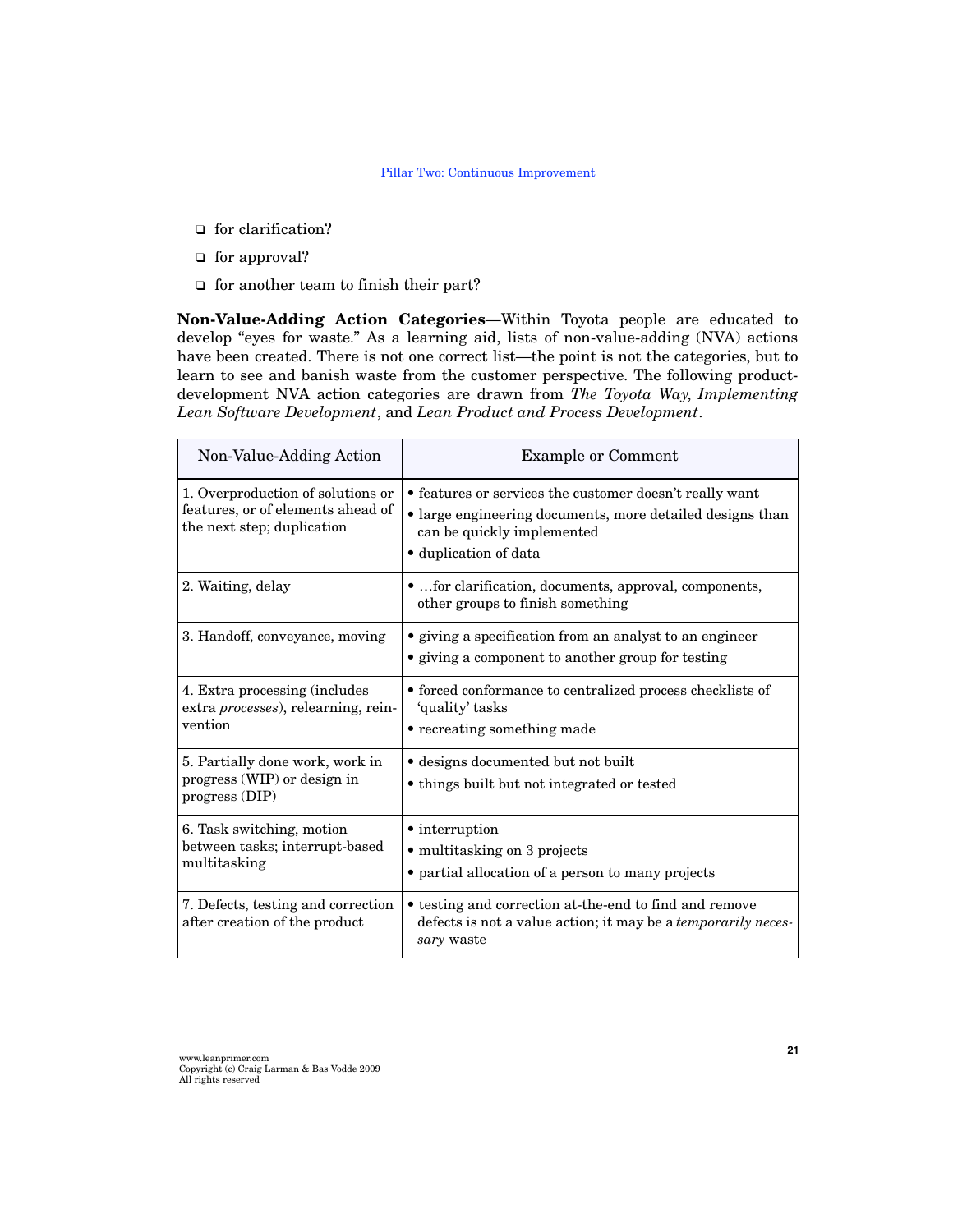- ❑ for clarification?
- ❑ for approval?
- ❑ for another team to finish their part?

**Non-Value-Adding Action Categories**—Within Toyota people are educated to develop "eyes for waste." As a learning aid, lists of non-value-adding (NVA) actions have been created. There is not one correct list—the point is not the categories, but to learn to see and banish waste from the customer perspective. The following product-development NVA action categories are drawn from *The Toyota Way*, *Implementing Lean Software Development*, and *Lean Product and Process Development*.

| Non-Value-Adding Action | Example or Comment |
| --- | --- |
| 1. Overproduction of solutions or features, or of elements ahead of the next step; duplication | • features or services the customer doesn't really want<br>• large engineering documents, more detailed designs than can be quickly implemented<br>• duplication of data |
| 2. Waiting, delay | • …for clarification, documents, approval, components, other groups to finish something |
| 3. Handoff, conveyance, moving | • giving a specification from an analyst to an engineer<br>• giving a component to another group for testing |
| 4. Extra processing (includes extra *processes*), relearning, reinvention | • forced conformance to centralized process checklists of 'quality' tasks<br>• recreating something made |
| 5. Partially done work, work in progress (WIP) or design in progress (DIP) | • designs documented but not built<br>• things built but not integrated or tested |
| 6. Task switching, motion between tasks; interrupt-based multitasking | • interruption<br>• multitasking on 3 projects<br>• partial allocation of a person to many projects |
| 7. Defects, testing and correction after creation of the product | • testing and correction at-the-end to find and remove defects is not a value action; it may be a *temporarily necessary* waste |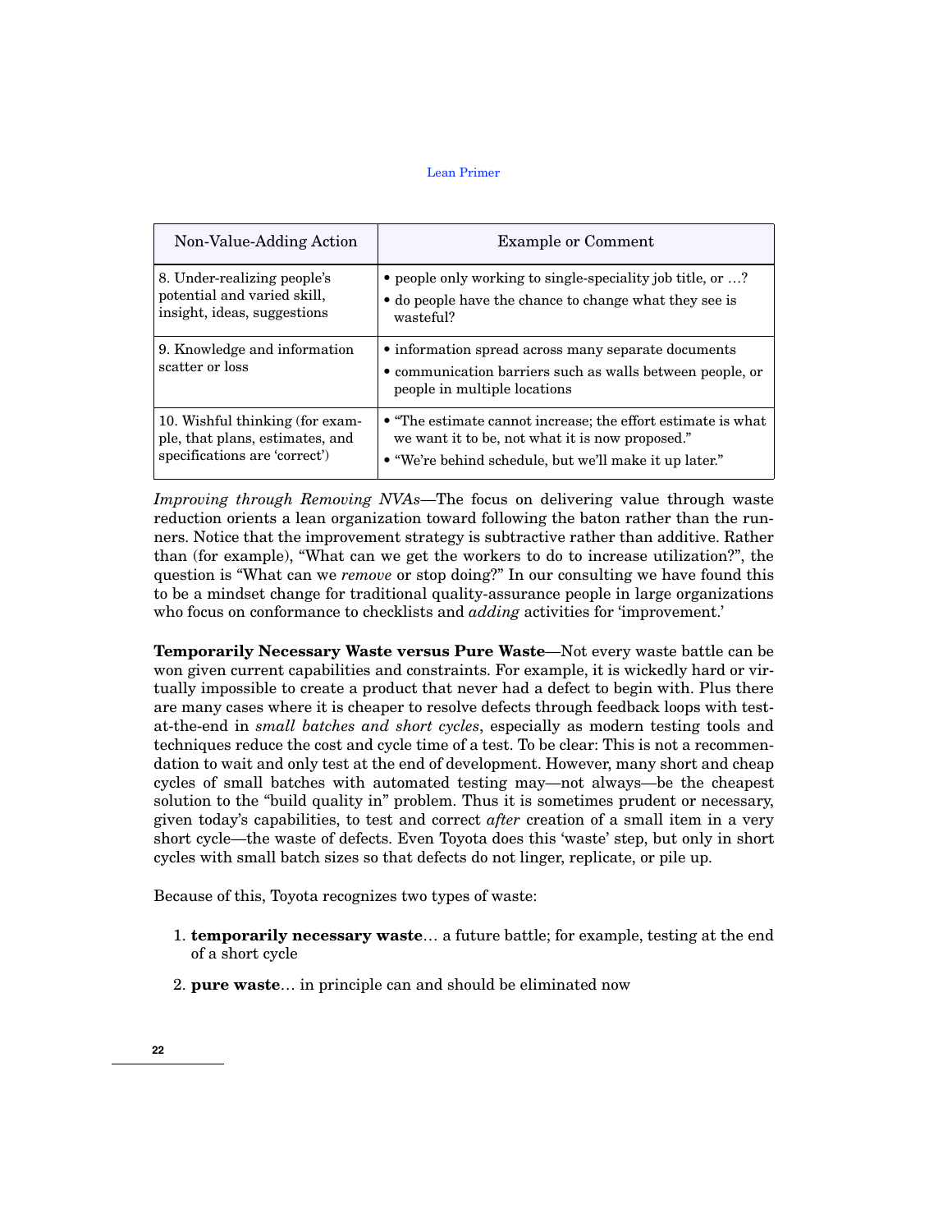| Non-Value-Adding Action | Example or Comment |
|---|---|
| 8. Under-realizing people's potential and varied skill, insight, ideas, suggestions | • people only working to single-speciality job title, or …?<br>• do people have the chance to change what they see is wasteful? |
| 9. Knowledge and information scatter or loss | • information spread across many separate documents<br>• communication barriers such as walls between people, or people in multiple locations |
| 10. Wishful thinking (for example, that plans, estimates, and specifications are 'correct') | • "The estimate cannot increase; the effort estimate is what we want it to be, not what it is now proposed."<br>• "We're behind schedule, but we'll make it up later." |

*Improving through Removing NVAs*—The focus on delivering value through waste reduction orients a lean organization toward following the baton rather than the runners. Notice that the improvement strategy is subtractive rather than additive. Rather than (for example), "What can we get the workers to do to increase utilization?", the question is "What can we *remove* or stop doing?" In our consulting we have found this to be a mindset change for traditional quality-assurance people in large organizations who focus on conformance to checklists and *adding* activities for 'improvement.'

**Temporarily Necessary Waste versus Pure Waste**—Not every waste battle can be won given current capabilities and constraints. For example, it is wickedly hard or virtually impossible to create a product that never had a defect to begin with. Plus there are many cases where it is cheaper to resolve defects through feedback loops with test-at-the-end in *small batches and short cycles*, especially as modern testing tools and techniques reduce the cost and cycle time of a test. To be clear: This is not a recommendation to wait and only test at the end of development. However, many short and cheap cycles of small batches with automated testing may—not always—be the cheapest solution to the "build quality in" problem. Thus it is sometimes prudent or necessary, given today's capabilities, to test and correct *after* creation of a small item in a very short cycle—the waste of defects. Even Toyota does this 'waste' step, but only in short cycles with small batch sizes so that defects do not linger, replicate, or pile up.

Because of this, Toyota recognizes two types of waste:

1. **temporarily necessary waste**… a future battle; for example, testing at the end of a short cycle
2. **pure waste**… in principle can and should be eliminated now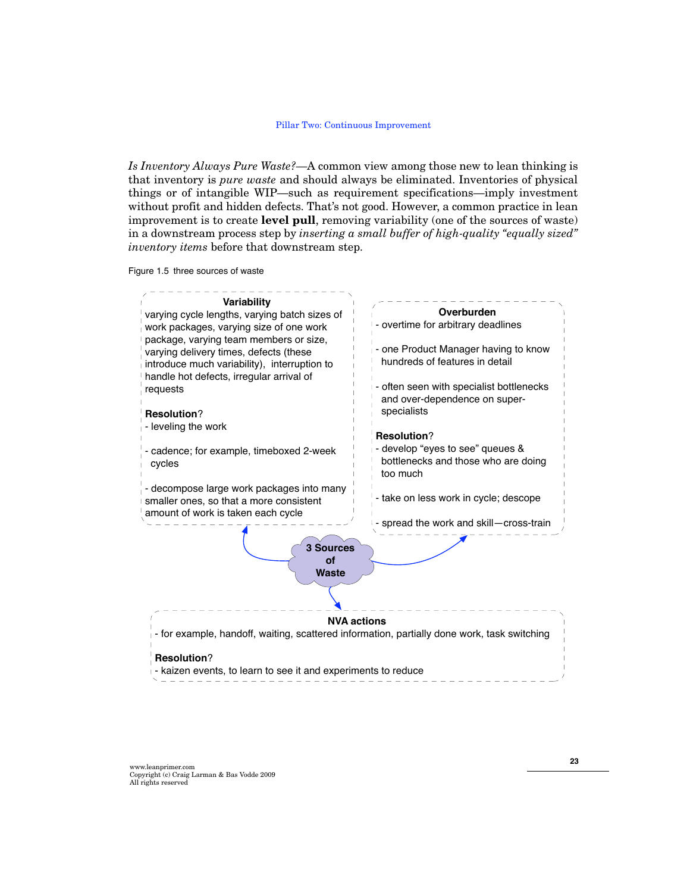*Is Inventory Always Pure Waste?*—A common view among those new to lean thinking is that inventory is *pure waste* and should always be eliminated. Inventories of physical things or of intangible WIP—such as requirement specifications—imply investment without profit and hidden defects. That's not good. However, a common practice in lean improvement is to create **level pull**, removing variability (one of the sources of waste) in a downstream process step by *inserting a small buffer of high-quality "equally sized" inventory items* before that downstream step.

Figure 1.5 three sources of waste

**3 Sources of Waste**

**Variability**

varying cycle lengths, varying batch sizes of work packages, varying size of one work package, varying team members or size, varying delivery times, defects (these introduce much variability), interruption to handle hot defects, irregular arrival of requests

**Resolution**?

- leveling the work
- cadence; for example, timeboxed 2-week cycles
- decompose large work packages into many smaller ones, so that a more consistent amount of work is taken each cycle

**Overburden**

- overtime for arbitrary deadlines
- one Product Manager having to know hundreds of features in detail
- often seen with specialist bottlenecks and over-dependence on super-specialists

**Resolution**?

- develop "eyes to see" queues & bottlenecks and those who are doing too much
- take on less work in cycle; descope
- spread the work and skill—cross-train

**NVA actions**

- for example, handoff, waiting, scattered information, partially done work, task switching

**Resolution**?

- kaizen events, to learn to see it and experiments to reduce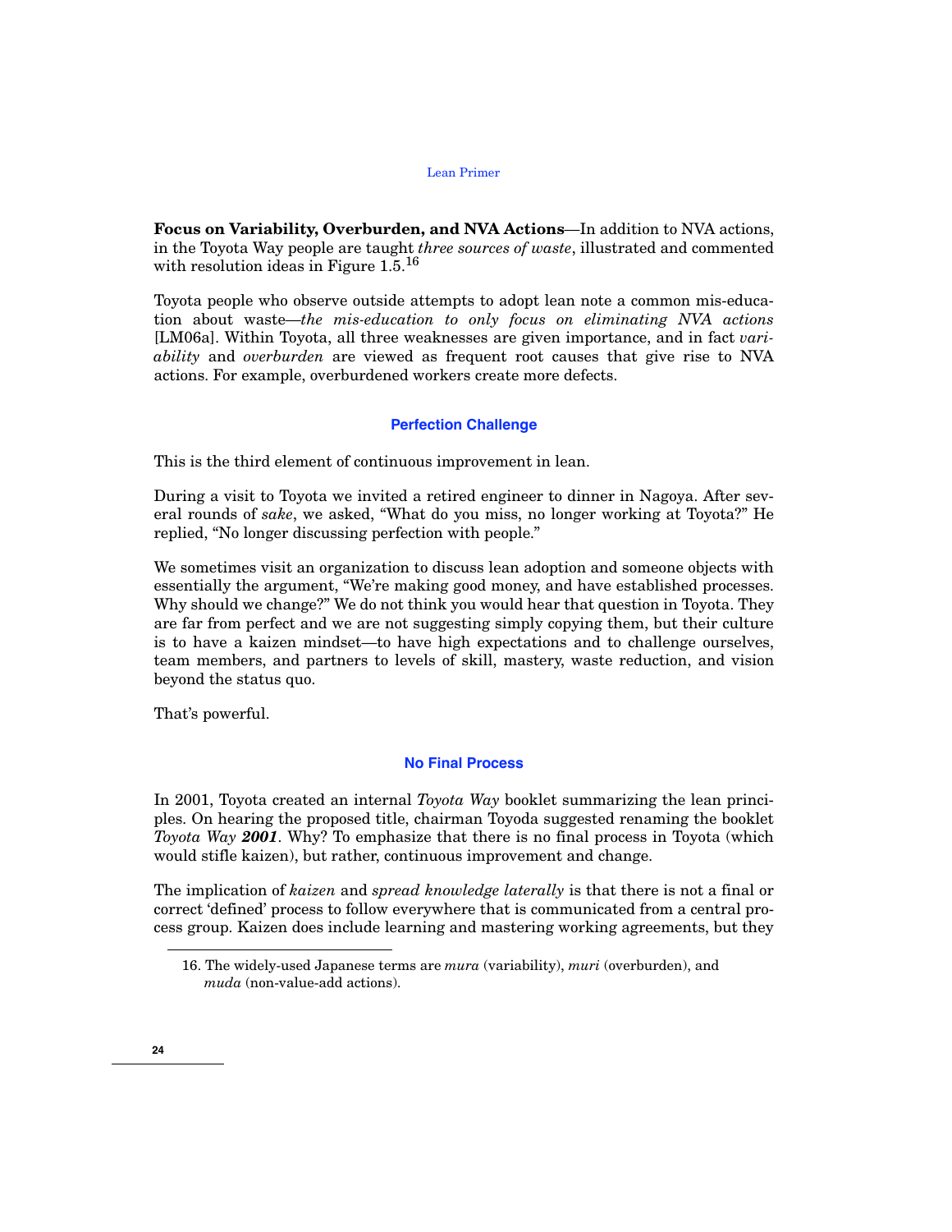**Focus on Variability, Overburden, and NVA Actions**—In addition to NVA actions, in the Toyota Way people are taught *three sources of waste*, illustrated and commented with resolution ideas in Figure 1.5.[16]

Toyota people who observe outside attempts to adopt lean note a common mis-education about waste—*the mis-education to only focus on eliminating NVA actions* [LM06a]. Within Toyota, all three weaknesses are given importance, and in fact *variability* and *overburden* are viewed as frequent root causes that give rise to NVA actions. For example, overburdened workers create more defects.

### Perfection Challenge

This is the third element of continuous improvement in lean.

During a visit to Toyota we invited a retired engineer to dinner in Nagoya. After several rounds of *sake*, we asked, "What do you miss, no longer working at Toyota?" He replied, "No longer discussing perfection with people."

We sometimes visit an organization to discuss lean adoption and someone objects with essentially the argument, "We're making good money, and have established processes. Why should we change?" We do not think you would hear that question in Toyota. They are far from perfect and we are not suggesting simply copying them, but their culture is to have a kaizen mindset—to have high expectations and to challenge ourselves, team members, and partners to levels of skill, mastery, waste reduction, and vision beyond the status quo.

That's powerful.

### No Final Process

In 2001, Toyota created an internal *Toyota Way* booklet summarizing the lean principles. On hearing the proposed title, chairman Toyoda suggested renaming the booklet *Toyota Way **2001***. Why? To emphasize that there is no final process in Toyota (which would stifle kaizen), but rather, continuous improvement and change.

The implication of *kaizen* and *spread knowledge laterally* is that there is not a final or correct 'defined' process to follow everywhere that is communicated from a central process group. Kaizen does include learning and mastering working agreements, but they

16. The widely-used Japanese terms are *mura* (variability), *muri* (overburden), and *muda* (non-value-add actions).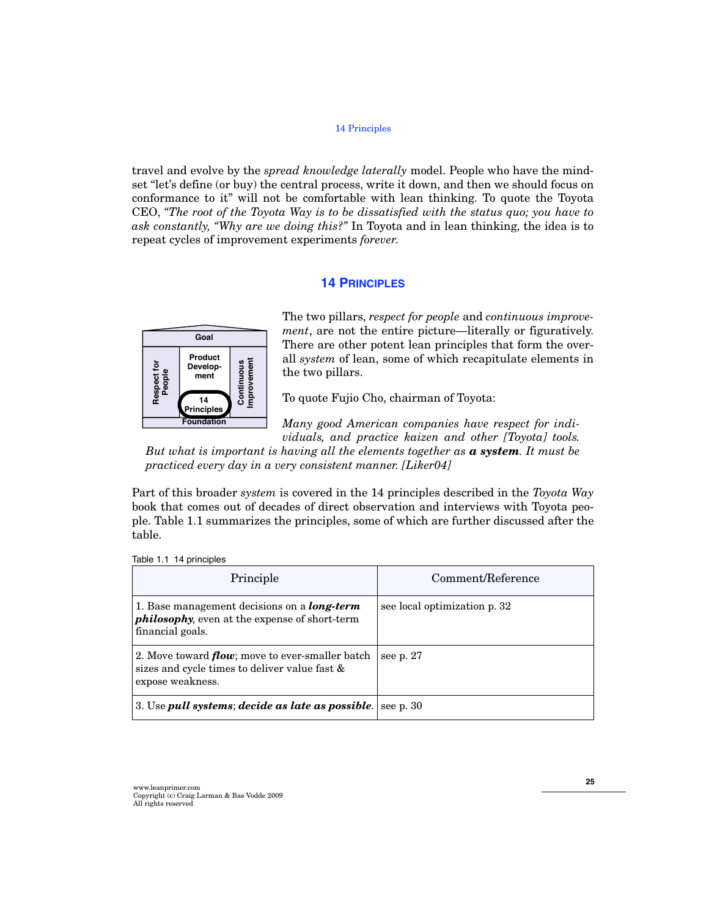travel and evolve by the *spread knowledge laterally* model. People who have the mindset "let's define (or buy) the central process, write it down, and then we should focus on conformance to it" will not be comfortable with lean thinking. To quote the Toyota CEO, *"The root of the Toyota Way is to be dissatisfied with the status quo; you have to ask constantly, "Why are we doing this?"* In Toyota and in lean thinking, the idea is to repeat cycles of improvement experiments *forever*.

## 14 Principles

The two pillars, *respect for people* and *continuous improvement*, are not the entire picture—literally or figuratively. There are other potent lean principles that form the overall *system* of lean, some of which recapitulate elements in the two pillars.

To quote Fujio Cho, chairman of Toyota:

> *Many good American companies have respect for individuals, and practice kaizen and other [Toyota] tools. But what is important is having all the elements together as **a system**. It must be practiced every day in a very consistent manner. [Liker04]*

Part of this broader *system* is covered in the 14 principles described in the *Toyota Way* book that comes out of decades of direct observation and interviews with Toyota people. Table 1.1 summarizes the principles, some of which are further discussed after the table.

Table 1.1 14 principles

| Principle | Comment/Reference |
|---|---|
| 1. Base management decisions on a ***long-term philosophy***, even at the expense of short-term financial goals. | see local optimization p. 32 |
| 2. Move toward ***flow***; move to ever-smaller batch sizes and cycle times to deliver value fast & expose weakness. | see p. 27 |
| 3. Use ***pull systems***; ***decide as late as possible***. | see p. 30 |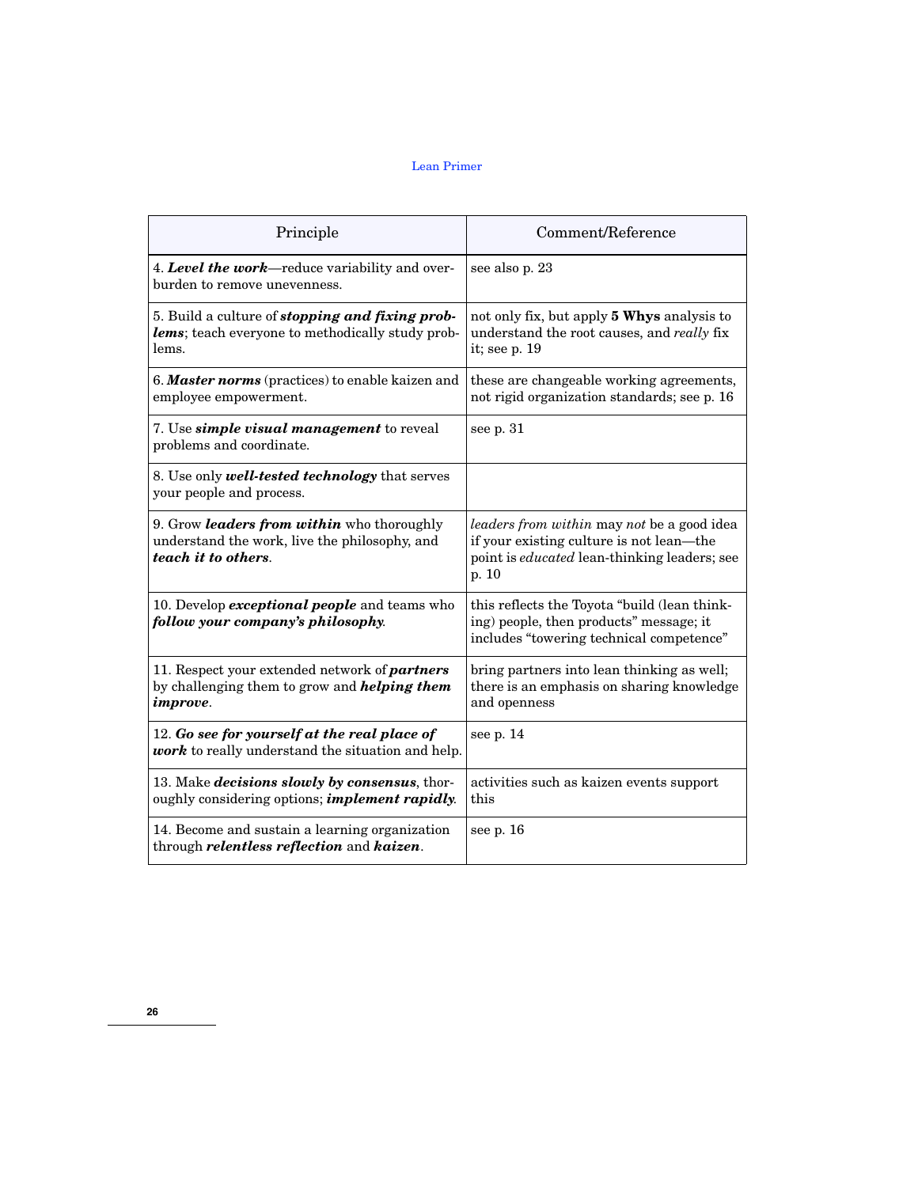| Principle | Comment/Reference |
| --- | --- |
| 4. ***Level the work***—reduce variability and overburden to remove unevenness. | see also p. 23 |
| 5. Build a culture of ***stopping and fixing problems***; teach everyone to methodically study problems. | not only fix, but apply **5 Whys** analysis to understand the root causes, and *really* fix it; see p. 19 |
| 6. ***Master norms*** (practices) to enable kaizen and employee empowerment. | these are changeable working agreements, not rigid organization standards; see p. 16 |
| 7. Use ***simple visual management*** to reveal problems and coordinate. | see p. 31 |
| 8. Use only ***well-tested technology*** that serves your people and process. | |
| 9. Grow ***leaders from within*** who thoroughly understand the work, live the philosophy, and ***teach it to others***. | *leaders from within* may *not* be a good idea if your existing culture is not lean—the point is *educated* lean-thinking leaders; see p. 10 |
| 10. Develop ***exceptional people*** and teams who ***follow your company's philosophy***. | this reflects the Toyota "build (lean thinking) people, then products" message; it includes "towering technical competence" |
| 11. Respect your extended network of ***partners*** by challenging them to grow and ***helping them improve***. | bring partners into lean thinking as well; there is an emphasis on sharing knowledge and openness |
| 12. ***Go see for yourself at the real place of work*** to really understand the situation and help. | see p. 14 |
| 13. Make ***decisions slowly by consensus***, thoroughly considering options; ***implement rapidly***. | activities such as kaizen events support this |
| 14. Become and sustain a learning organization through ***relentless reflection*** and ***kaizen***. | see p. 16 |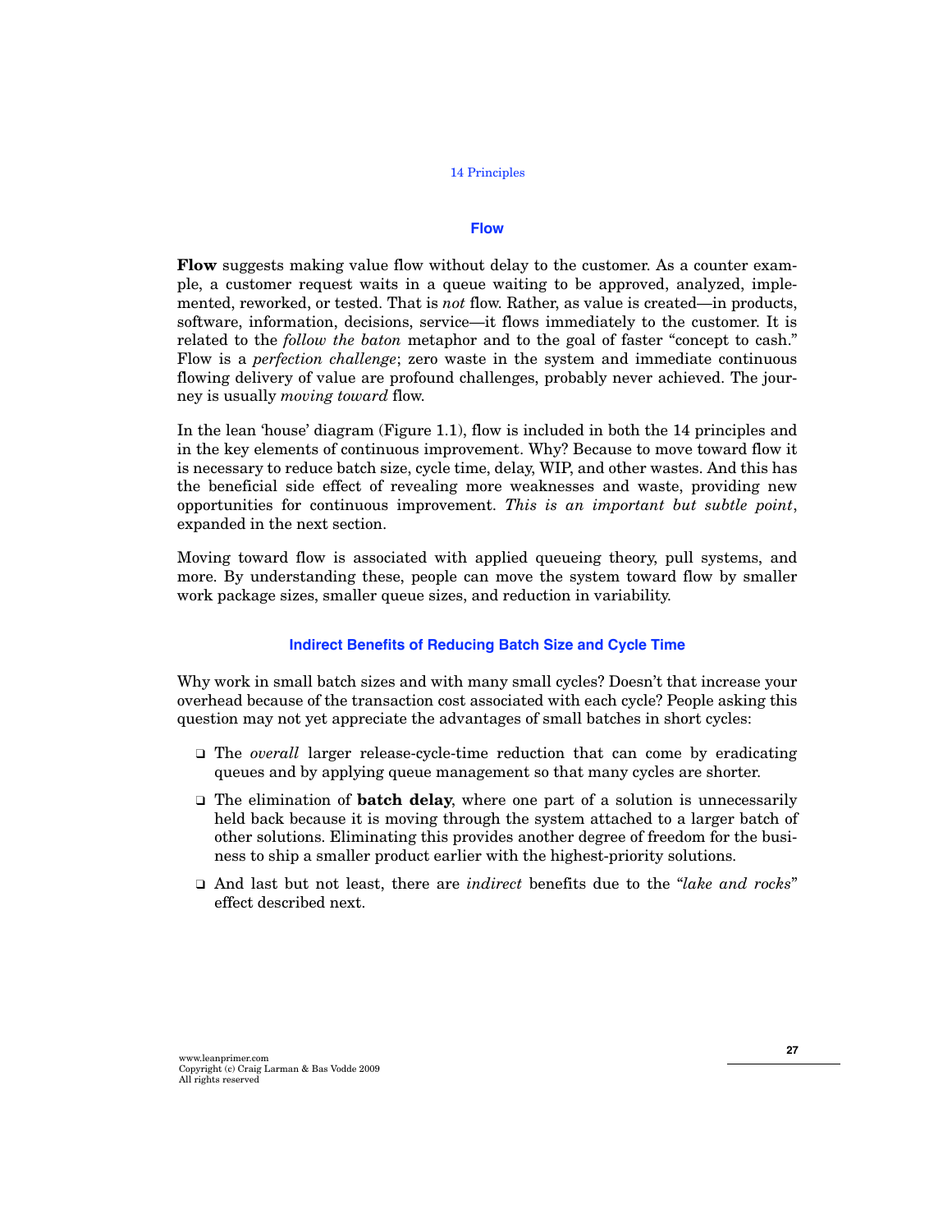## Flow

**Flow** suggests making value flow without delay to the customer. As a counter example, a customer request waits in a queue waiting to be approved, analyzed, implemented, reworked, or tested. That is *not* flow. Rather, as value is created—in products, software, information, decisions, service—it flows immediately to the customer. It is related to the *follow the baton* metaphor and to the goal of faster "concept to cash." Flow is a *perfection challenge*; zero waste in the system and immediate continuous flowing delivery of value are profound challenges, probably never achieved. The journey is usually *moving toward* flow.

In the lean 'house' diagram (Figure 1.1), flow is included in both the 14 principles and in the key elements of continuous improvement. Why? Because to move toward flow it is necessary to reduce batch size, cycle time, delay, WIP, and other wastes. And this has the beneficial side effect of revealing more weaknesses and waste, providing new opportunities for continuous improvement. *This is an important but subtle point*, expanded in the next section.

Moving toward flow is associated with applied queueing theory, pull systems, and more. By understanding these, people can move the system toward flow by smaller work package sizes, smaller queue sizes, and reduction in variability.

### Indirect Benefits of Reducing Batch Size and Cycle Time

Why work in small batch sizes and with many small cycles? Doesn't that increase your overhead because of the transaction cost associated with each cycle? People asking this question may not yet appreciate the advantages of small batches in short cycles:

- The *overall* larger release-cycle-time reduction that can come by eradicating queues and by applying queue management so that many cycles are shorter.
- The elimination of **batch delay**, where one part of a solution is unnecessarily held back because it is moving through the system attached to a larger batch of other solutions. Eliminating this provides another degree of freedom for the business to ship a smaller product earlier with the highest-priority solutions.
- And last but not least, there are *indirect* benefits due to the "*lake and rocks*" effect described next.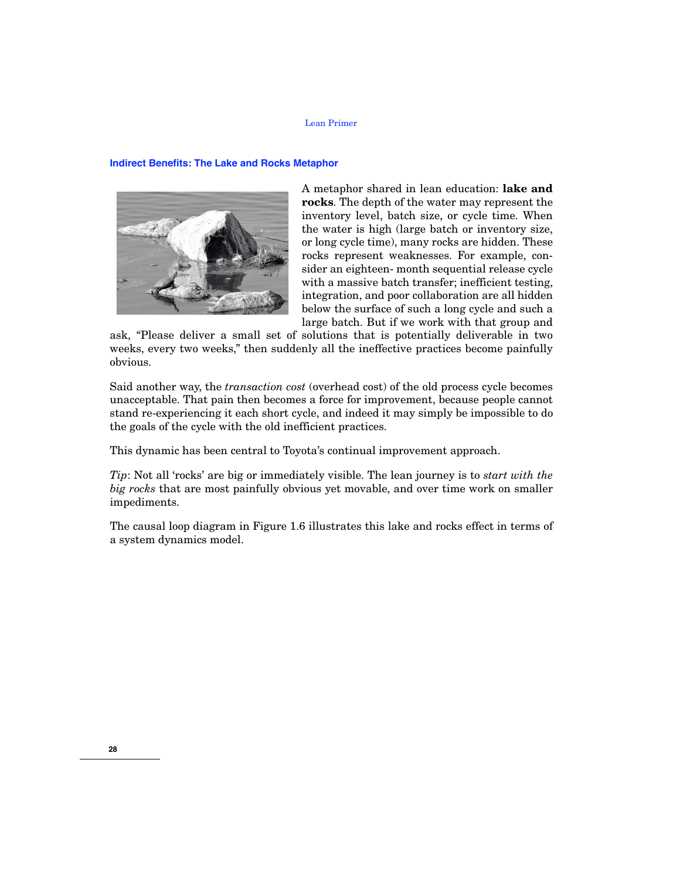## Indirect Benefits: The Lake and Rocks Metaphor

A metaphor shared in lean education: **lake and rocks**. The depth of the water may represent the inventory level, batch size, or cycle time. When the water is high (large batch or inventory size, or long cycle time), many rocks are hidden. These rocks represent weaknesses. For example, consider an eighteen- month sequential release cycle with a massive batch transfer; inefficient testing, integration, and poor collaboration are all hidden below the surface of such a long cycle and such a large batch. But if we work with that group and ask, "Please deliver a small set of solutions that is potentially deliverable in two weeks, every two weeks," then suddenly all the ineffective practices become painfully obvious.

Said another way, the *transaction cost* (overhead cost) of the old process cycle becomes unacceptable. That pain then becomes a force for improvement, because people cannot stand re-experiencing it each short cycle, and indeed it may simply be impossible to do the goals of the cycle with the old inefficient practices.

This dynamic has been central to Toyota's continual improvement approach.

*Tip*: Not all 'rocks' are big or immediately visible. The lean journey is to *start with the big rocks* that are most painfully obvious yet movable, and over time work on smaller impediments.

The causal loop diagram in Figure 1.6 illustrates this lake and rocks effect in terms of a system dynamics model.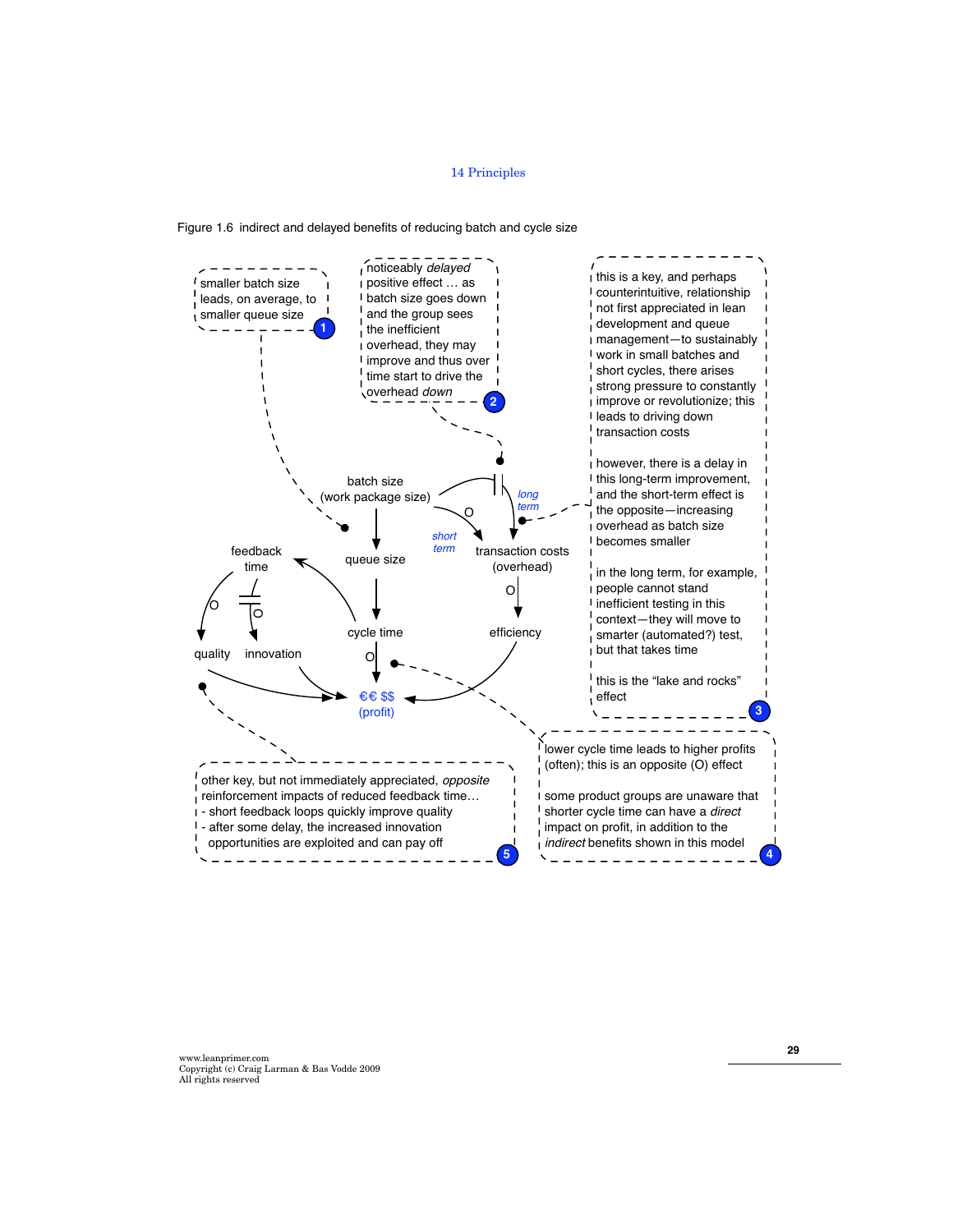Figure 1.6 indirect and delayed benefits of reducing batch and cycle size

smaller batch size leads, on average, to smaller queue size **1**

noticeably *delayed* positive effect … as batch size goes down and the group sees the inefficient overhead, they may improve and thus over time start to drive the overhead *down* **2**

this is a key, and perhaps counterintuitive, relationship not first appreciated in lean development and queue management—to sustainably work in small batches and short cycles, there arises strong pressure to constantly improve or revolutionize; this leads to driving down transaction costs

however, there is a delay in this long-term improvement, and the short-term effect is the opposite—increasing overhead as batch size becomes smaller

in the long term, for example, people cannot stand inefficient testing in this context—they will move to smarter (automated?) test, but that takes time

this is the "lake and rocks" effect **3**

batch size (work package size)

long term

short term

O

queue size

transaction costs (overhead)

feedback time

cycle time

efficiency

quality

innovation

€€ $$ (profit)

lower cycle time leads to higher profits (often); this is an opposite (O) effect

some product groups are unaware that shorter cycle time can have a *direct* impact on profit, in addition to the *indirect* benefits shown in this model **4**

other key, but not immediately appreciated, *opposite* reinforcement impacts of reduced feedback time…
- short feedback loops quickly improve quality
- after some delay, the increased innovation opportunities are exploited and can pay off **5**

www.leanprimer.com
Copyright (c) Craig Larman & Bas Vodde 2009
All rights reserved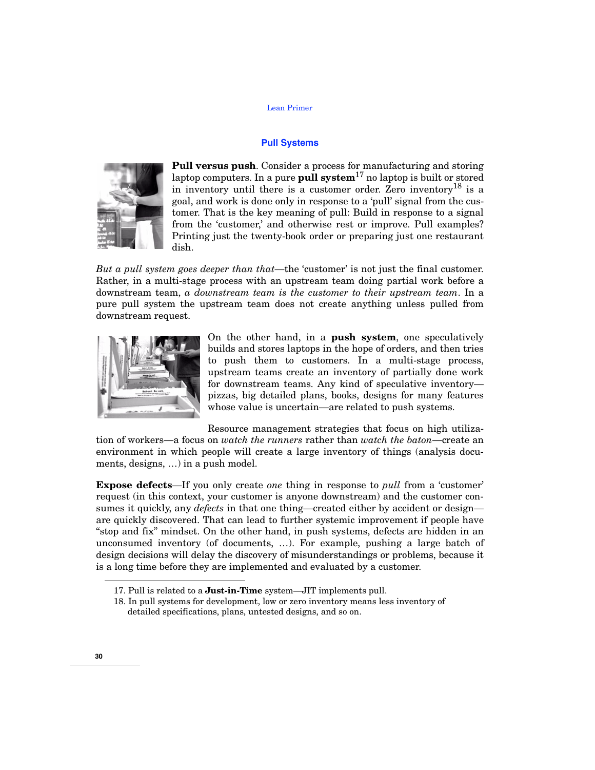## Pull Systems

**Pull versus push**. Consider a process for manufacturing and storing laptop computers. In a pure **pull system**[17] no laptop is built or stored in inventory until there is a customer order. Zero inventory[18] is a goal, and work is done only in response to a 'pull' signal from the customer. That is the key meaning of pull: Build in response to a signal from the 'customer,' and otherwise rest or improve. Pull examples? Printing just the twenty-book order or preparing just one restaurant dish.

*But a pull system goes deeper than that*—the 'customer' is not just the final customer. Rather, in a multi-stage process with an upstream team doing partial work before a downstream team, *a downstream team is the customer to their upstream team*. In a pure pull system the upstream team does not create anything unless pulled from downstream request.

On the other hand, in a **push system**, one speculatively builds and stores laptops in the hope of orders, and then tries to push them to customers. In a multi-stage process, upstream teams create an inventory of partially done work for downstream teams. Any kind of speculative inventory—pizzas, big detailed plans, books, designs for many features whose value is uncertain—are related to push systems.

Resource management strategies that focus on high utilization of workers—a focus on *watch the runners* rather than *watch the baton*—create an environment in which people will create a large inventory of things (analysis documents, designs, …) in a push model.

**Expose defects**—If you only create *one* thing in response to *pull* from a 'customer' request (in this context, your customer is anyone downstream) and the customer consumes it quickly, any *defects* in that one thing—created either by accident or design—are quickly discovered. That can lead to further systemic improvement if people have "stop and fix" mindset. On the other hand, in push systems, defects are hidden in an unconsumed inventory (of documents, …). For example, pushing a large batch of design decisions will delay the discovery of misunderstandings or problems, because it is a long time before they are implemented and evaluated by a customer.

---

17. Pull is related to a **Just-in-Time** system—JIT implements pull.
18. In pull systems for development, low or zero inventory means less inventory of detailed specifications, plans, untested designs, and so on.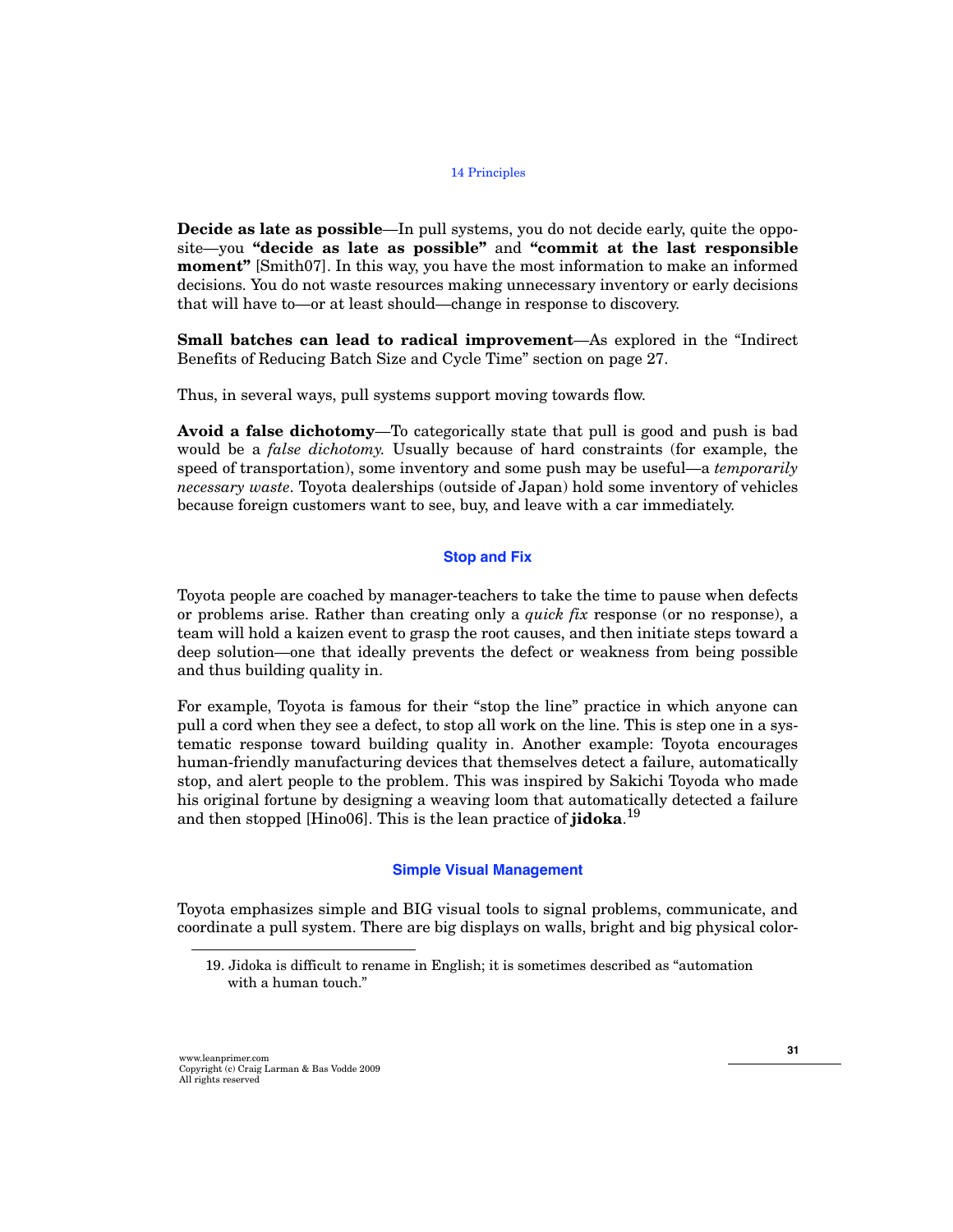**Decide as late as possible**—In pull systems, you do not decide early, quite the opposite—you **"decide as late as possible"** and **"commit at the last responsible moment"** [Smith07]. In this way, you have the most information to make an informed decisions. You do not waste resources making unnecessary inventory or early decisions that will have to—or at least should—change in response to discovery.

**Small batches can lead to radical improvement**—As explored in the "Indirect Benefits of Reducing Batch Size and Cycle Time" section on page 27.

Thus, in several ways, pull systems support moving towards flow.

**Avoid a false dichotomy**—To categorically state that pull is good and push is bad would be a *false dichotomy.* Usually because of hard constraints (for example, the speed of transportation), some inventory and some push may be useful—a *temporarily necessary waste*. Toyota dealerships (outside of Japan) hold some inventory of vehicles because foreign customers want to see, buy, and leave with a car immediately.

### Stop and Fix

Toyota people are coached by manager-teachers to take the time to pause when defects or problems arise. Rather than creating only a *quick fix* response (or no response), a team will hold a kaizen event to grasp the root causes, and then initiate steps toward a deep solution—one that ideally prevents the defect or weakness from being possible and thus building quality in.

For example, Toyota is famous for their "stop the line" practice in which anyone can pull a cord when they see a defect, to stop all work on the line. This is step one in a systematic response toward building quality in. Another example: Toyota encourages human-friendly manufacturing devices that themselves detect a failure, automatically stop, and alert people to the problem. This was inspired by Sakichi Toyoda who made his original fortune by designing a weaving loom that automatically detected a failure and then stopped [Hino06]. This is the lean practice of **jidoka**.[19]

### Simple Visual Management

Toyota emphasizes simple and BIG visual tools to signal problems, communicate, and coordinate a pull system. There are big displays on walls, bright and big physical color-

19. Jidoka is difficult to rename in English; it is sometimes described as "automation with a human touch."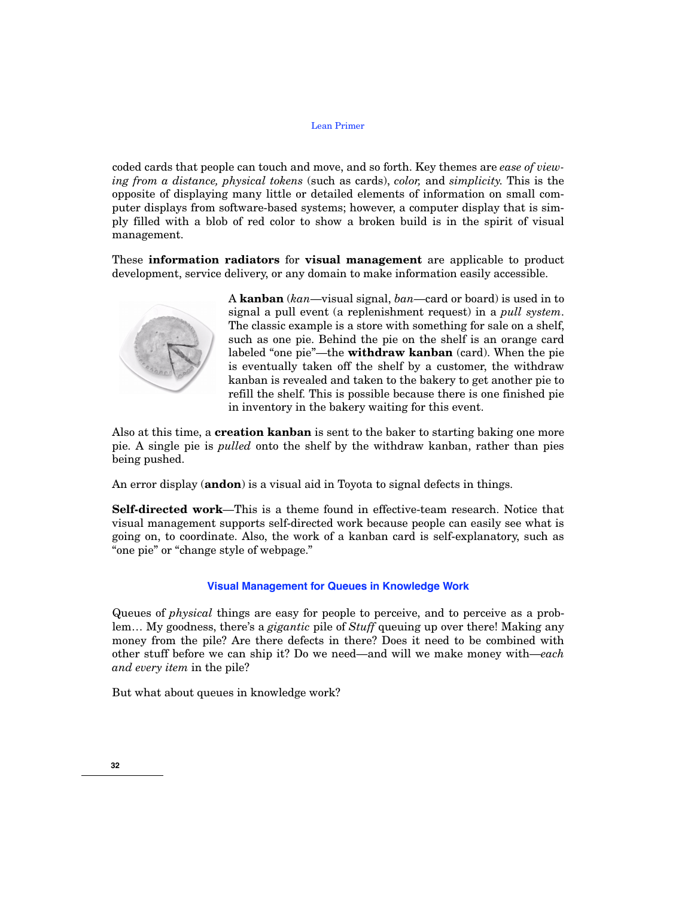coded cards that people can touch and move, and so forth. Key themes are *ease of viewing from a distance, physical tokens* (such as cards), *color,* and *simplicity.* This is the opposite of displaying many little or detailed elements of information on small computer displays from software-based systems; however, a computer display that is simply filled with a blob of red color to show a broken build is in the spirit of visual management.

These **information radiators** for **visual management** are applicable to product development, service delivery, or any domain to make information easily accessible.

A **kanban** (*kan*—visual signal, *ban*—card or board) is used in to signal a pull event (a replenishment request) in a *pull system*. The classic example is a store with something for sale on a shelf, such as one pie. Behind the pie on the shelf is an orange card labeled "one pie"—the **withdraw kanban** (card). When the pie is eventually taken off the shelf by a customer, the withdraw kanban is revealed and taken to the bakery to get another pie to refill the shelf. This is possible because there is one finished pie in inventory in the bakery waiting for this event.

Also at this time, a **creation kanban** is sent to the baker to starting baking one more pie. A single pie is *pulled* onto the shelf by the withdraw kanban, rather than pies being pushed.

An error display (**andon**) is a visual aid in Toyota to signal defects in things.

**Self-directed work**—This is a theme found in effective-team research. Notice that visual management supports self-directed work because people can easily see what is going on, to coordinate. Also, the work of a kanban card is self-explanatory, such as "one pie" or "change style of webpage."

### Visual Management for Queues in Knowledge Work

Queues of *physical* things are easy for people to perceive, and to perceive as a problem… My goodness, there's a *gigantic* pile of *Stuff* queuing up over there! Making any money from the pile? Are there defects in there? Does it need to be combined with other stuff before we can ship it? Do we need—and will we make money with—*each and every item* in the pile?

But what about queues in knowledge work?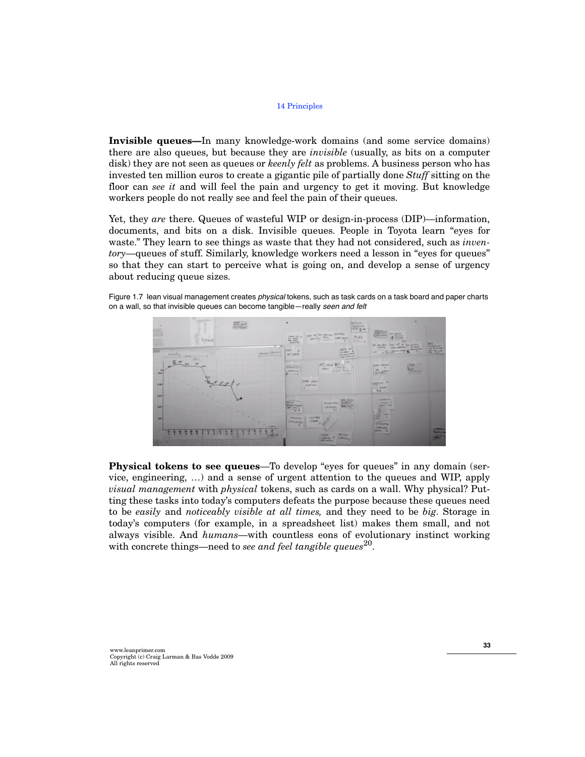**Invisible queues—**In many knowledge-work domains (and some service domains) there are also queues, but because they are *invisible* (usually, as bits on a computer disk) they are not seen as queues or *keenly felt* as problems. A business person who has invested ten million euros to create a gigantic pile of partially done *Stuff* sitting on the floor can *see it* and will feel the pain and urgency to get it moving. But knowledge workers people do not really see and feel the pain of their queues.

Yet, they *are* there. Queues of wasteful WIP or design-in-process (DIP)—information, documents, and bits on a disk. Invisible queues. People in Toyota learn "eyes for waste." They learn to see things as waste that they had not considered, such as *inventory*—queues of stuff. Similarly, knowledge workers need a lesson in "eyes for queues" so that they can start to perceive what is going on, and develop a sense of urgency about reducing queue sizes.

Figure 1.7 lean visual management creates *physical* tokens, such as task cards on a task board and paper charts on a wall, so that invisible queues can become tangible—really *seen and felt*

**Physical tokens to see queues**—To develop "eyes for queues" in any domain (service, engineering, …) and a sense of urgent attention to the queues and WIP, apply *visual management* with *physical* tokens, such as cards on a wall. Why physical? Putting these tasks into today's computers defeats the purpose because these queues need to be *easily* and *noticeably visible at all times,* and they need to be *big*. Storage in today's computers (for example, in a spreadsheet list) makes them small, and not always visible. And *humans*—with countless eons of evolutionary instinct working with concrete things—need to *see and feel tangible queues*[20].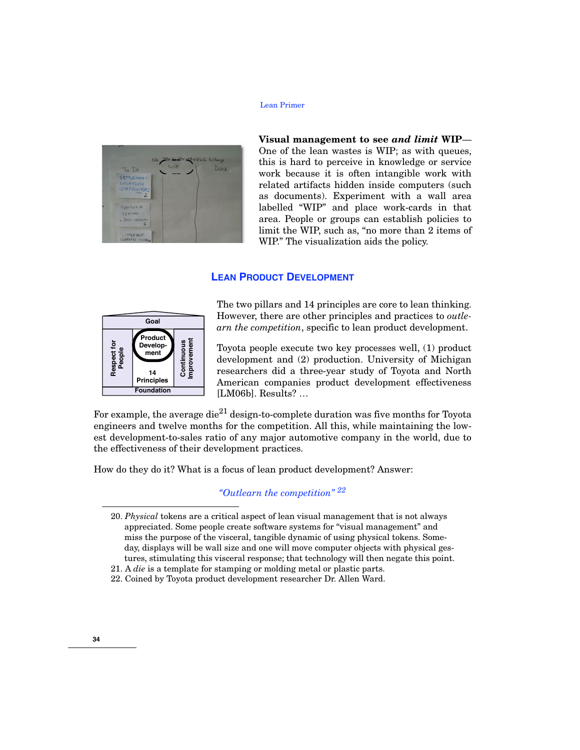**Visual management to see *and limit* WIP**—One of the lean wastes is WIP; as with queues, this is hard to perceive in knowledge or service work because it is often intangible work with related artifacts hidden inside computers (such as documents). Experiment with a wall area labelled "WIP" and place work-cards in that area. People or groups can establish policies to limit the WIP, such as, "no more than 2 items of WIP." The visualization aids the policy.

## Lean Product Development

The two pillars and 14 principles are core to lean thinking. However, there are other principles and practices to *outlearn the competition*, specific to lean product development.

Toyota people execute two key processes well, (1) product development and (2) production. University of Michigan researchers did a three-year study of Toyota and North American companies product development effectiveness [LM06b]. Results? …

For example, the average die[21] design-to-complete duration was five months for Toyota engineers and twelve months for the competition. All this, while maintaining the lowest development-to-sales ratio of any major automotive company in the world, due to the effectiveness of their development practices.

How do they do it? What is a focus of lean product development? Answer:

*"Outlearn the competition"* [22]

---

20. *Physical* tokens are a critical aspect of lean visual management that is not always appreciated. Some people create software systems for "visual management" and miss the purpose of the visceral, tangible dynamic of using physical tokens. Someday, displays will be wall size and one will move computer objects with physical gestures, stimulating this visceral response; that technology will then negate this point.
21. A *die* is a template for stamping or molding metal or plastic parts.
22. Coined by Toyota product development researcher Dr. Allen Ward.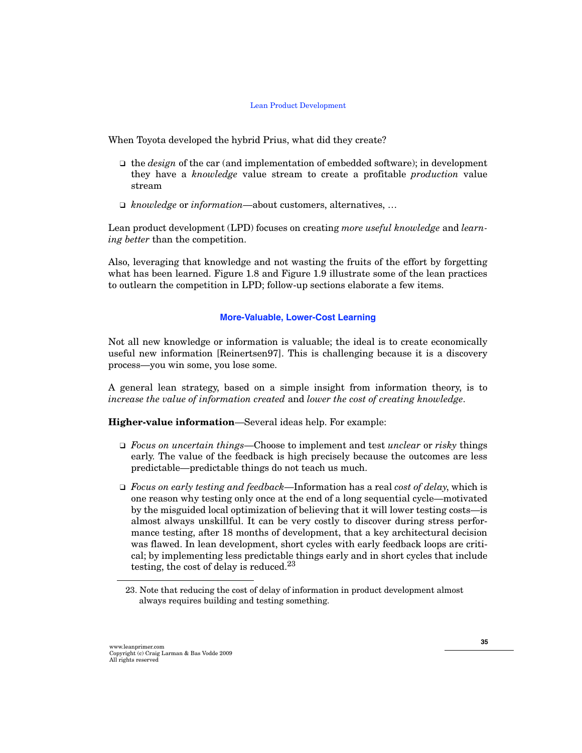When Toyota developed the hybrid Prius, what did they create?

- the *design* of the car (and implementation of embedded software); in development they have a *knowledge* value stream to create a profitable *production* value stream
- *knowledge* or *information*—about customers, alternatives, …

Lean product development (LPD) focuses on creating *more useful knowledge* and *learning better* than the competition.

Also, leveraging that knowledge and not wasting the fruits of the effort by forgetting what has been learned. Figure 1.8 and Figure 1.9 illustrate some of the lean practices to outlearn the competition in LPD; follow-up sections elaborate a few items.

### More-Valuable, Lower-Cost Learning

Not all new knowledge or information is valuable; the ideal is to create economically useful new information [Reinertsen97]. This is challenging because it is a discovery process—you win some, you lose some.

A general lean strategy, based on a simple insight from information theory, is to *increase the value of information created* and *lower the cost of creating knowledge*.

**Higher-value information**—Several ideas help. For example:

- *Focus on uncertain things*—Choose to implement and test *unclear* or *risky* things early. The value of the feedback is high precisely because the outcomes are less predictable—predictable things do not teach us much.
- *Focus on early testing and feedback*—Information has a real *cost of delay*, which is one reason why testing only once at the end of a long sequential cycle—motivated by the misguided local optimization of believing that it will lower testing costs—is almost always unskillful. It can be very costly to discover during stress performance testing, after 18 months of development, that a key architectural decision was flawed. In lean development, short cycles with early feedback loops are critical; by implementing less predictable things early and in short cycles that include testing, the cost of delay is reduced.[23]

23. Note that reducing the cost of delay of information in product development almost always requires building and testing something.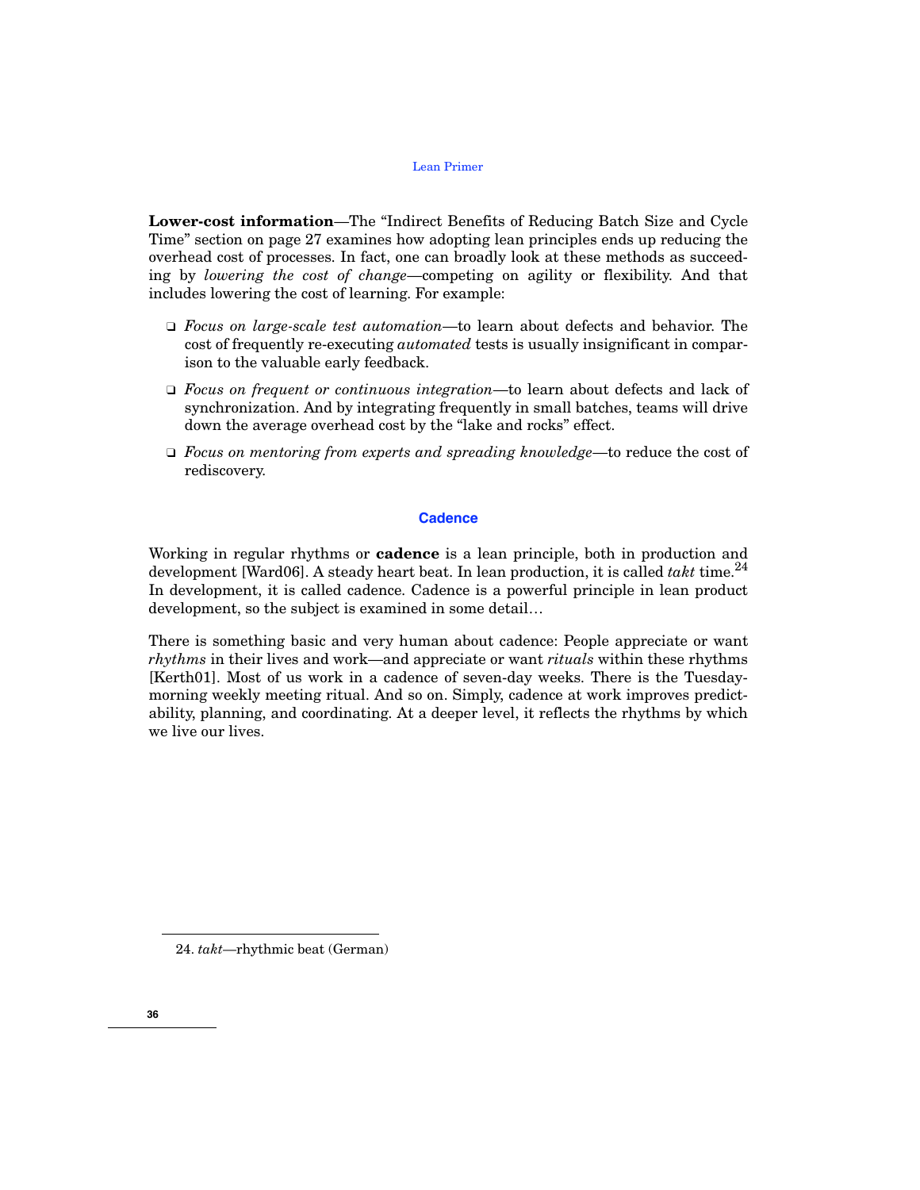**Lower-cost information**—The “Indirect Benefits of Reducing Batch Size and Cycle Time” section on page 27 examines how adopting lean principles ends up reducing the overhead cost of processes. In fact, one can broadly look at these methods as succeeding by *lowering the cost of change*—competing on agility or flexibility. And that includes lowering the cost of learning. For example:

- *Focus on large-scale test automation*—to learn about defects and behavior. The cost of frequently re-executing *automated* tests is usually insignificant in comparison to the valuable early feedback.
- *Focus on frequent or continuous integration*—to learn about defects and lack of synchronization. And by integrating frequently in small batches, teams will drive down the average overhead cost by the “lake and rocks” effect.
- *Focus on mentoring from experts and spreading knowledge*—to reduce the cost of rediscovery.

## Cadence

Working in regular rhythms or **cadence** is a lean principle, both in production and development [Ward06]. A steady heart beat. In lean production, it is called *takt* time.[24] In development, it is called cadence. Cadence is a powerful principle in lean product development, so the subject is examined in some detail…

There is something basic and very human about cadence: People appreciate or want *rhythms* in their lives and work—and appreciate or want *rituals* within these rhythms [Kerth01]. Most of us work in a cadence of seven-day weeks. There is the Tuesday-morning weekly meeting ritual. And so on. Simply, cadence at work improves predictability, planning, and coordinating. At a deeper level, it reflects the rhythms by which we live our lives.

24. *takt*—rhythmic beat (German)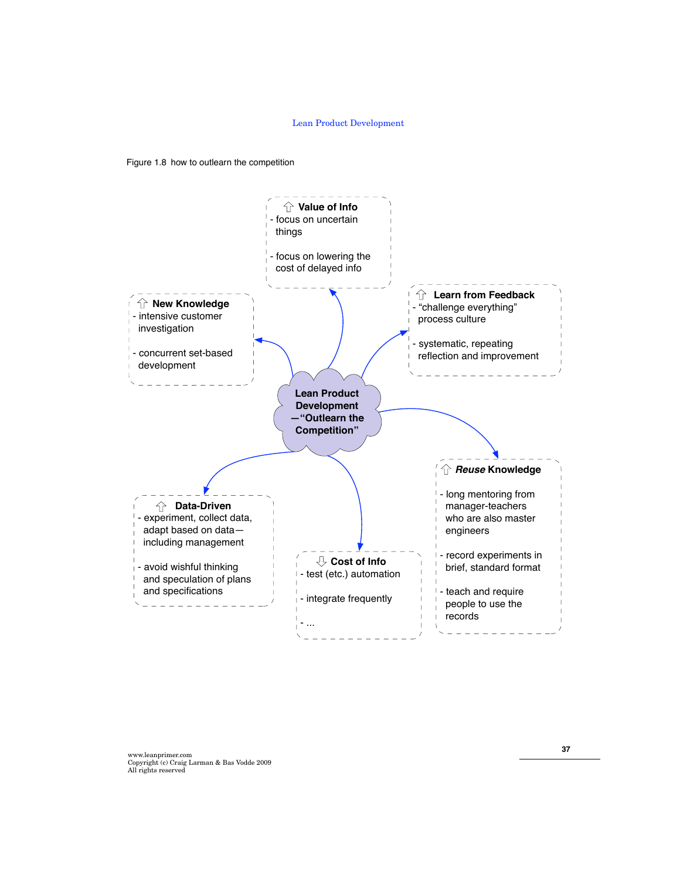Figure 1.8 how to outlearn the competition

**Lean Product Development —"Outlearn the Competition"**

**⇧ Value of Info**
- focus on uncertain things
- focus on lowering the cost of delayed info

**⇧ New Knowledge**
- intensive customer investigation
- concurrent set-based development

**⇧ Learn from Feedback**
- "challenge everything" process culture
- systematic, repeating reflection and improvement

**⇧ *Reuse* Knowledge**
- long mentoring from manager-teachers who are also master engineers
- record experiments in brief, standard format
- teach and require people to use the records

**⇧ Data-Driven**
- experiment, collect data, adapt based on data—including management
- avoid wishful thinking and speculation of plans and specifications

**⇩ Cost of Info**
- test (etc.) automation
- integrate frequently
- ...

www.leanprimer.com
Copyright (c) Craig Larman & Bas Vodde 2009
All rights reserved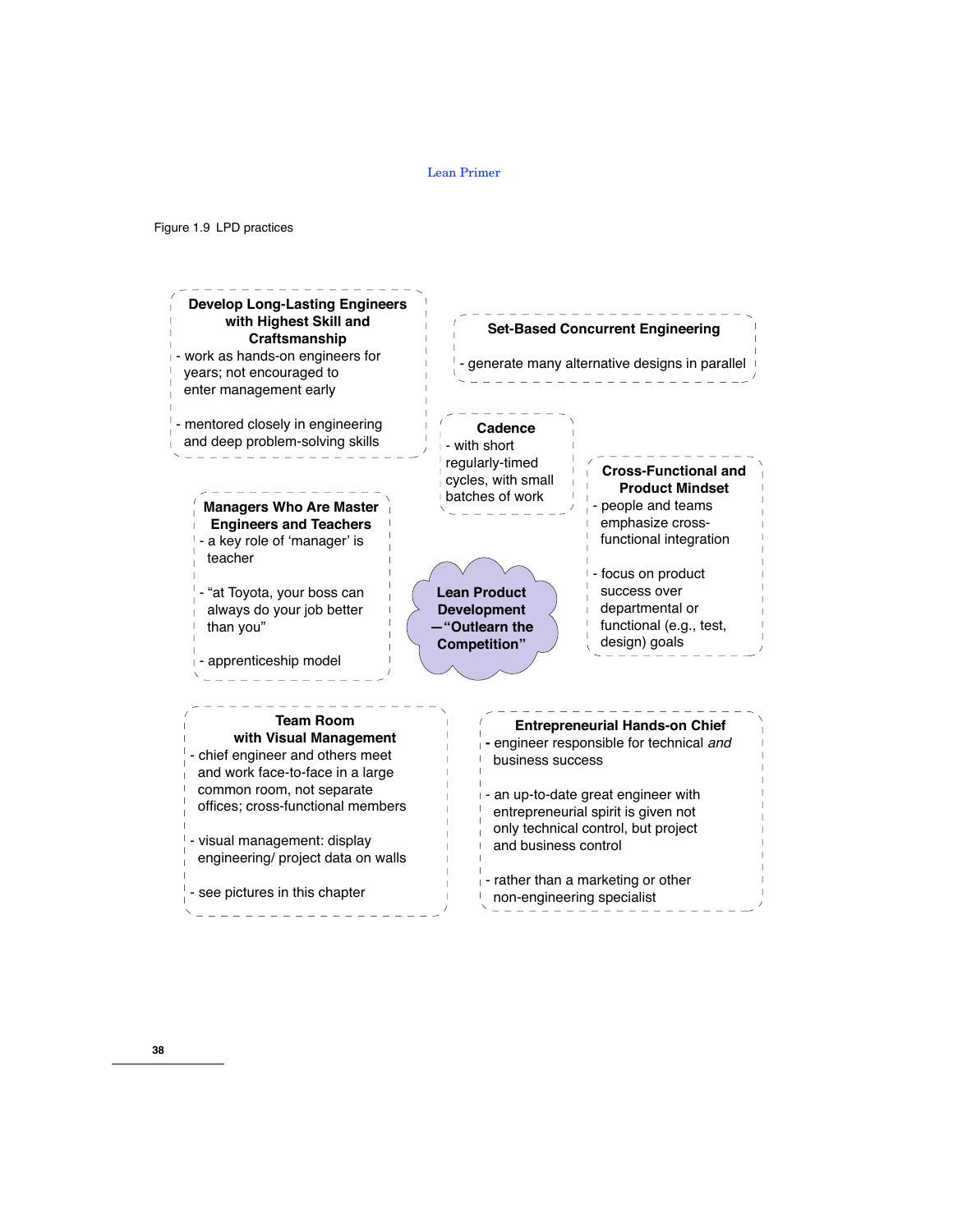Figure 1.9 LPD practices

**Lean Product Development—"Outlearn the Competition"**

**Develop Long-Lasting Engineers with Highest Skill and Craftsmanship**

- work as hands-on engineers for years; not encouraged to enter management early
- mentored closely in engineering and deep problem-solving skills

**Set-Based Concurrent Engineering**

- generate many alternative designs in parallel

**Cadence**

- with short regularly-timed cycles, with small batches of work

**Cross-Functional and Product Mindset**

- people and teams emphasize cross-functional integration
- focus on product success over departmental or functional (e.g., test, design) goals

**Managers Who Are Master Engineers and Teachers**

- a key role of 'manager' is teacher
- "at Toyota, your boss can always do your job better than you"
- apprenticeship model

**Team Room with Visual Management**

- chief engineer and others meet and work face-to-face in a large common room, not separate offices; cross-functional members
- visual management: display engineering/ project data on walls
- see pictures in this chapter

**Entrepreneurial Hands-on Chief**

- engineer responsible for technical *and* business success
- an up-to-date great engineer with entrepreneurial spirit is given not only technical control, but project and business control
- rather than a marketing or other non-engineering specialist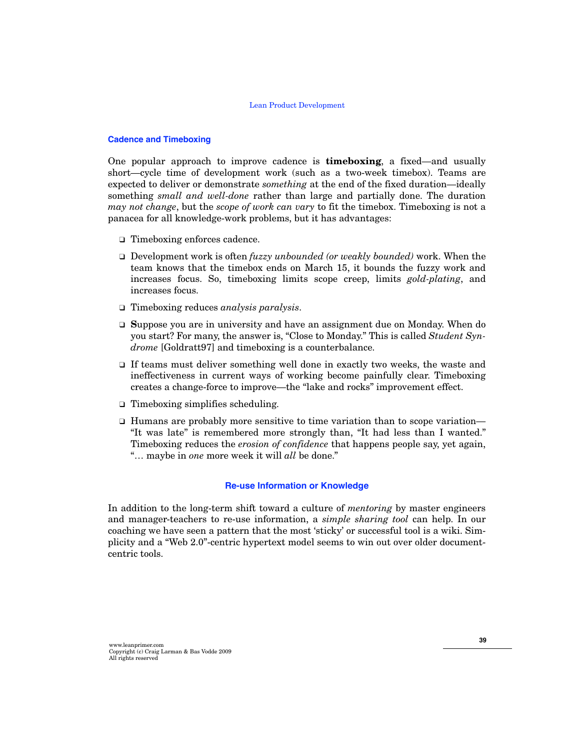### Cadence and Timeboxing

One popular approach to improve cadence is **timeboxing**, a fixed—and usually short—cycle time of development work (such as a two-week timebox). Teams are expected to deliver or demonstrate *something* at the end of the fixed duration—ideally something *small and well-done* rather than large and partially done. The duration *may not change*, but the *scope of work can vary* to fit the timebox. Timeboxing is not a panacea for all knowledge-work problems, but it has advantages:

- Timeboxing enforces cadence.
- Development work is often *fuzzy unbounded (or weakly bounded)* work. When the team knows that the timebox ends on March 15, it bounds the fuzzy work and increases focus. So, timeboxing limits scope creep, limits *gold-plating*, and increases focus.
- Timeboxing reduces *analysis paralysis*.
- Suppose you are in university and have an assignment due on Monday. When do you start? For many, the answer is, "Close to Monday." This is called *Student Syndrome* [Goldratt97] and timeboxing is a counterbalance.
- If teams must deliver something well done in exactly two weeks, the waste and ineffectiveness in current ways of working become painfully clear. Timeboxing creates a change-force to improve—the "lake and rocks" improvement effect.
- Timeboxing simplifies scheduling.
- Humans are probably more sensitive to time variation than to scope variation—"It was late" is remembered more strongly than, "It had less than I wanted." Timeboxing reduces the *erosion of confidence* that happens people say, yet again, "… maybe in *one* more week it will *all* be done."

## Re-use Information or Knowledge

In addition to the long-term shift toward a culture of *mentoring* by master engineers and manager-teachers to re-use information, a *simple sharing tool* can help. In our coaching we have seen a pattern that the most 'sticky' or successful tool is a wiki. Simplicity and a "Web 2.0"-centric hypertext model seems to win out over older document-centric tools.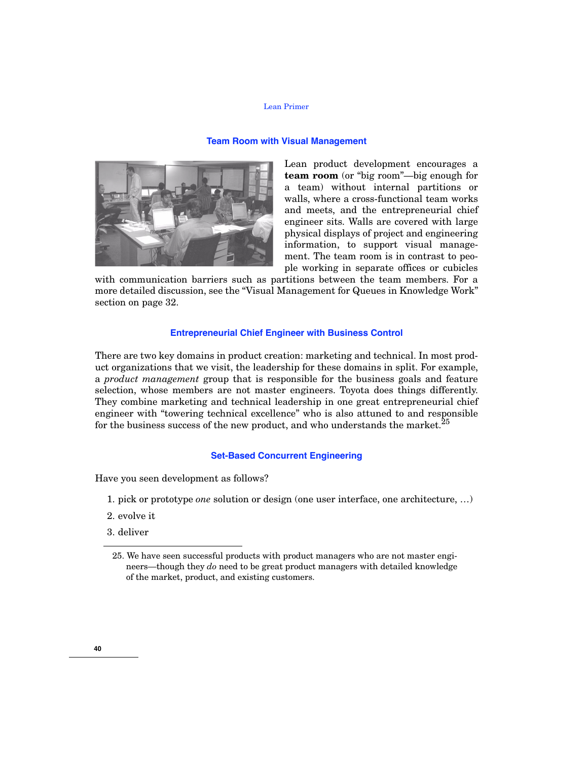## Team Room with Visual Management

Lean product development encourages a **team room** (or "big room"—big enough for a team) without internal partitions or walls, where a cross-functional team works and meets, and the entrepreneurial chief engineer sits. Walls are covered with large physical displays of project and engineering information, to support visual management. The team room is in contrast to people working in separate offices or cubicles with communication barriers such as partitions between the team members. For a more detailed discussion, see the "Visual Management for Queues in Knowledge Work" section on page 32.

## Entrepreneurial Chief Engineer with Business Control

There are two key domains in product creation: marketing and technical. In most product organizations that we visit, the leadership for these domains in split. For example, a *product management* group that is responsible for the business goals and feature selection, whose members are not master engineers. Toyota does things differently. They combine marketing and technical leadership in one great entrepreneurial chief engineer with "towering technical excellence" who is also attuned to and responsible for the business success of the new product, and who understands the market.[25]

## Set-Based Concurrent Engineering

Have you seen development as follows?

1. pick or prototype *one* solution or design (one user interface, one architecture, …)
2. evolve it
3. deliver

25. We have seen successful products with product managers who are not master engineers—though they *do* need to be great product managers with detailed knowledge of the market, product, and existing customers.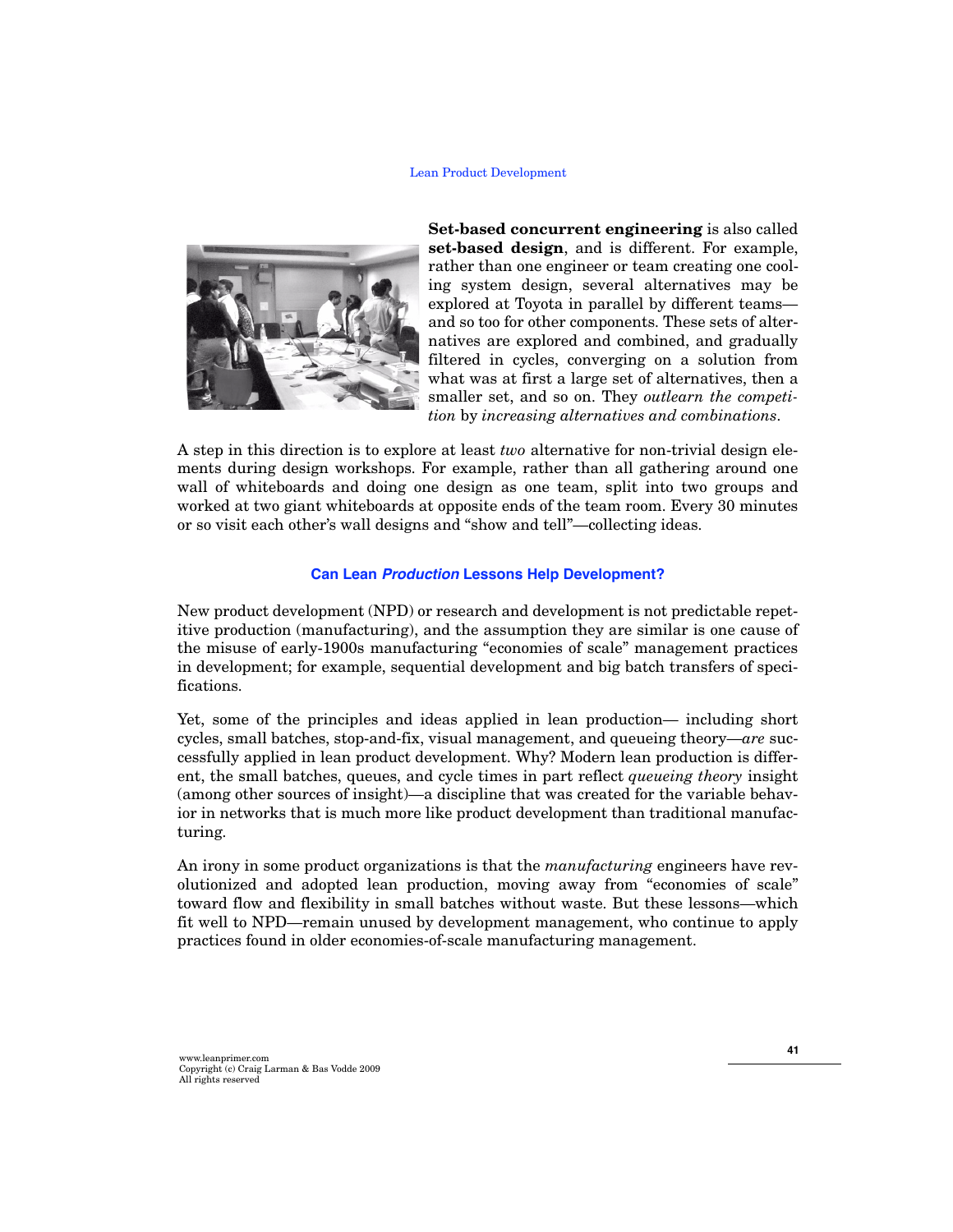**Set-based concurrent engineering** is also called **set-based design**, and is different. For example, rather than one engineer or team creating one cooling system design, several alternatives may be explored at Toyota in parallel by different teams—and so too for other components. These sets of alternatives are explored and combined, and gradually filtered in cycles, converging on a solution from what was at first a large set of alternatives, then a smaller set, and so on. They *outlearn the competition* by *increasing alternatives and combinations*.

A step in this direction is to explore at least *two* alternative for non-trivial design elements during design workshops. For example, rather than all gathering around one wall of whiteboards and doing one design as one team, split into two groups and worked at two giant whiteboards at opposite ends of the team room. Every 30 minutes or so visit each other's wall designs and "show and tell"—collecting ideas.

### Can Lean *Production* Lessons Help Development?

New product development (NPD) or research and development is not predictable repetitive production (manufacturing), and the assumption they are similar is one cause of the misuse of early-1900s manufacturing "economies of scale" management practices in development; for example, sequential development and big batch transfers of specifications.

Yet, some of the principles and ideas applied in lean production— including short cycles, small batches, stop-and-fix, visual management, and queueing theory—*are* successfully applied in lean product development. Why? Modern lean production is different, the small batches, queues, and cycle times in part reflect *queueing theory* insight (among other sources of insight)—a discipline that was created for the variable behavior in networks that is much more like product development than traditional manufacturing.

An irony in some product organizations is that the *manufacturing* engineers have revolutionized and adopted lean production, moving away from "economies of scale" toward flow and flexibility in small batches without waste. But these lessons—which fit well to NPD—remain unused by development management, who continue to apply practices found in older economies-of-scale manufacturing management.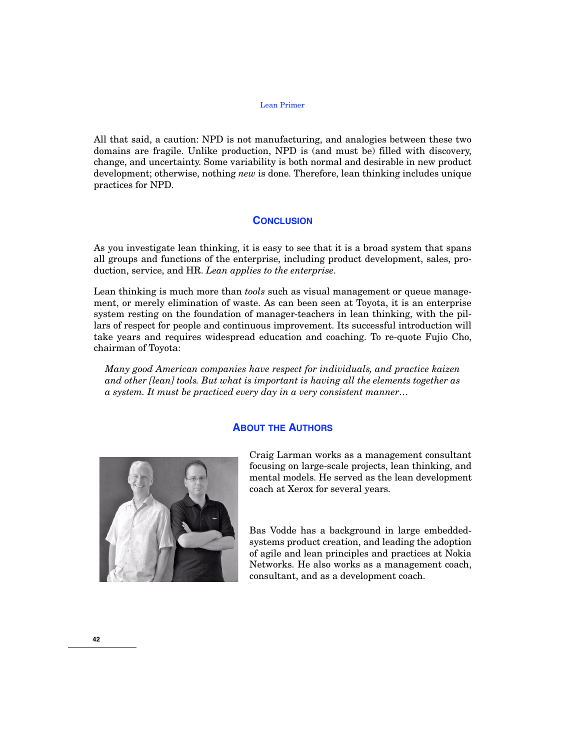All that said, a caution: NPD is not manufacturing, and analogies between these two domains are fragile. Unlike production, NPD is (and must be) filled with discovery, change, and uncertainty. Some variability is both normal and desirable in new product development; otherwise, nothing *new* is done. Therefore, lean thinking includes unique practices for NPD.

## Conclusion

As you investigate lean thinking, it is easy to see that it is a broad system that spans all groups and functions of the enterprise, including product development, sales, production, service, and HR. *Lean applies to the enterprise*.

Lean thinking is much more than *tools* such as visual management or queue management, or merely elimination of waste. As can been seen at Toyota, it is an enterprise system resting on the foundation of manager-teachers in lean thinking, with the pillars of respect for people and continuous improvement. Its successful introduction will take years and requires widespread education and coaching. To re-quote Fujio Cho, chairman of Toyota:

> *Many good American companies have respect for individuals, and practice kaizen and other [lean] tools. But what is important is having all the elements together as a system. It must be practiced every day in a very consistent manner…*

## About the Authors

Craig Larman works as a management consultant focusing on large-scale projects, lean thinking, and mental models. He served as the lean development coach at Xerox for several years.

Bas Vodde has a background in large embedded-systems product creation, and leading the adoption of agile and lean principles and practices at Nokia Networks. He also works as a management coach, consultant, and as a development coach.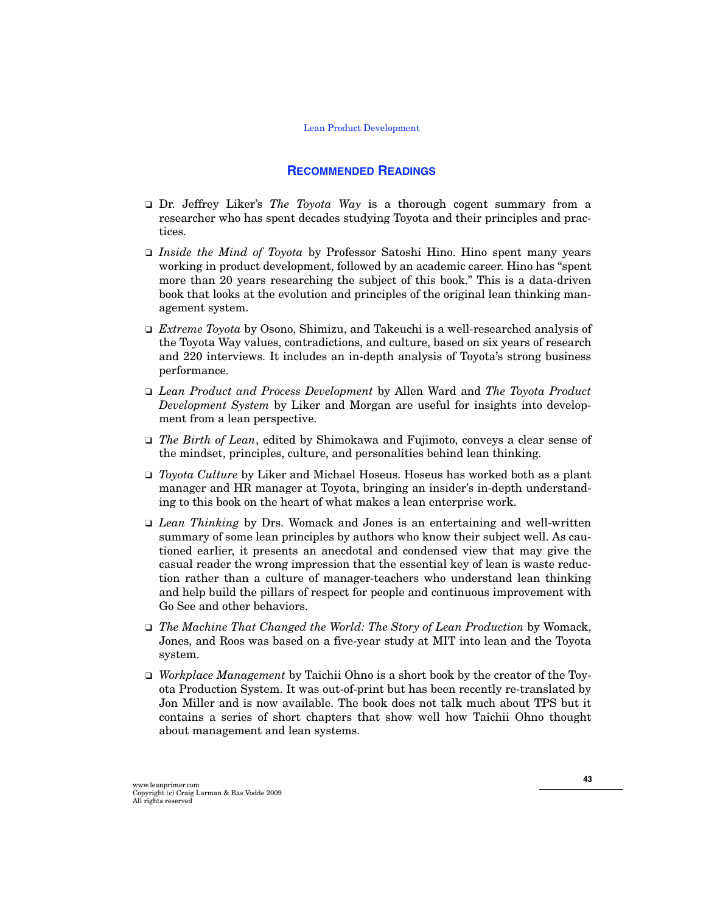## RECOMMENDED READINGS

- Dr. Jeffrey Liker's *The Toyota Way* is a thorough cogent summary from a researcher who has spent decades studying Toyota and their principles and practices.
- *Inside the Mind of Toyota* by Professor Satoshi Hino. Hino spent many years working in product development, followed by an academic career. Hino has "spent more than 20 years researching the subject of this book." This is a data-driven book that looks at the evolution and principles of the original lean thinking management system.
- *Extreme Toyota* by Osono, Shimizu, and Takeuchi is a well-researched analysis of the Toyota Way values, contradictions, and culture, based on six years of research and 220 interviews. It includes an in-depth analysis of Toyota's strong business performance.
- *Lean Product and Process Development* by Allen Ward and *The Toyota Product Development System* by Liker and Morgan are useful for insights into development from a lean perspective.
- *The Birth of Lean*, edited by Shimokawa and Fujimoto, conveys a clear sense of the mindset, principles, culture, and personalities behind lean thinking.
- *Toyota Culture* by Liker and Michael Hoseus. Hoseus has worked both as a plant manager and HR manager at Toyota, bringing an insider's in-depth understanding to this book on the heart of what makes a lean enterprise work.
- *Lean Thinking* by Drs. Womack and Jones is an entertaining and well-written summary of some lean principles by authors who know their subject well. As cautioned earlier, it presents an anecdotal and condensed view that may give the casual reader the wrong impression that the essential key of lean is waste reduction rather than a culture of manager-teachers who understand lean thinking and help build the pillars of respect for people and continuous improvement with Go See and other behaviors.
- *The Machine That Changed the World: The Story of Lean Production* by Womack, Jones, and Roos was based on a five-year study at MIT into lean and the Toyota system.
- *Workplace Management* by Taichii Ohno is a short book by the creator of the Toyota Production System. It was out-of-print but has been recently re-translated by Jon Miller and is now available. The book does not talk much about TPS but it contains a series of short chapters that show well how Taichii Ohno thought about management and lean systems.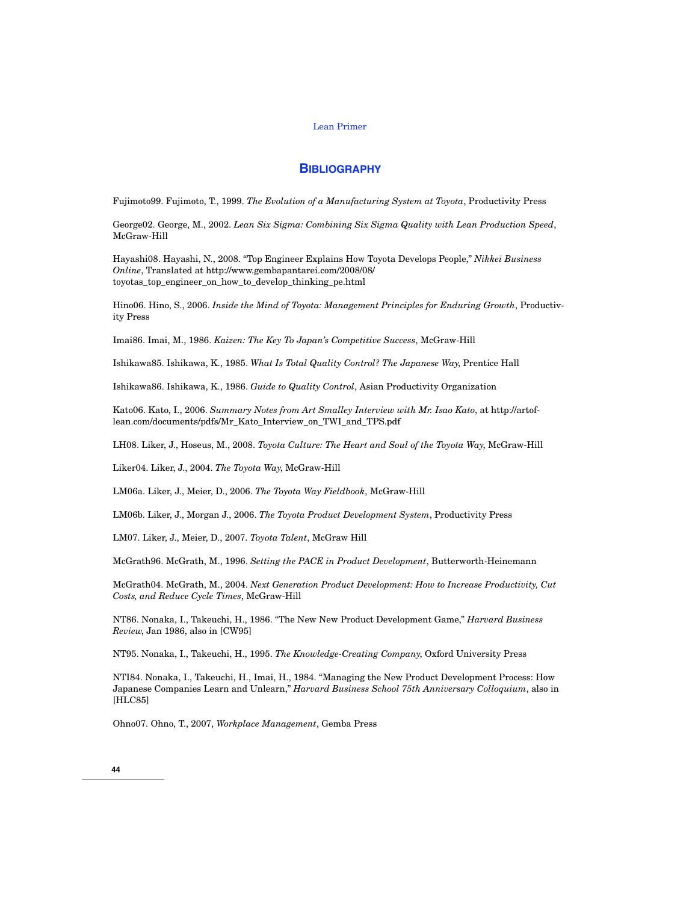## Bibliography

Fujimoto99. Fujimoto, T., 1999. *The Evolution of a Manufacturing System at Toyota*, Productivity Press

George02. George, M., 2002. *Lean Six Sigma: Combining Six Sigma Quality with Lean Production Speed*, McGraw-Hill

Hayashi08. Hayashi, N., 2008. "Top Engineer Explains How Toyota Develops People," *Nikkei Business Online*, Translated at http://www.gembapantarei.com/2008/08/toyotas_top_engineer_on_how_to_develop_thinking_pe.html

Hino06. Hino, S., 2006. *Inside the Mind of Toyota: Management Principles for Enduring Growth*, Productivity Press

Imai86. Imai, M., 1986. *Kaizen: The Key To Japan's Competitive Success*, McGraw-Hill

Ishikawa85. Ishikawa, K., 1985. *What Is Total Quality Control? The Japanese Way*, Prentice Hall

Ishikawa86. Ishikawa, K., 1986. *Guide to Quality Control*, Asian Productivity Organization

Kato06. Kato, I., 2006. *Summary Notes from Art Smalley Interview with Mr. Isao Kato*, at http://artoflean.com/documents/pdfs/Mr_Kato_Interview_on_TWI_and_TPS.pdf

LH08. Liker, J., Hoseus, M., 2008. *Toyota Culture: The Heart and Soul of the Toyota Way*, McGraw-Hill

Liker04. Liker, J., 2004. *The Toyota Way*, McGraw-Hill

LM06a. Liker, J., Meier, D., 2006. *The Toyota Way Fieldbook*, McGraw-Hill

LM06b. Liker, J., Morgan J., 2006. *The Toyota Product Development System*, Productivity Press

LM07. Liker, J., Meier, D., 2007. *Toyota Talent*, McGraw Hill

McGrath96. McGrath, M., 1996. *Setting the PACE in Product Development*, Butterworth-Heinemann

McGrath04. McGrath, M., 2004. *Next Generation Product Development: How to Increase Productivity, Cut Costs, and Reduce Cycle Times*, McGraw-Hill

NT86. Nonaka, I., Takeuchi, H., 1986. "The New New Product Development Game," *Harvard Business Review*, Jan 1986, also in [CW95]

NT95. Nonaka, I., Takeuchi, H., 1995. *The Knowledge-Creating Company*, Oxford University Press

NTI84. Nonaka, I., Takeuchi, H., Imai, H., 1984. "Managing the New Product Development Process: How Japanese Companies Learn and Unlearn," *Harvard Business School 75th Anniversary Colloquium*, also in [HLC85]

Ohno07. Ohno, T., 2007, *Workplace Management*, Gemba Press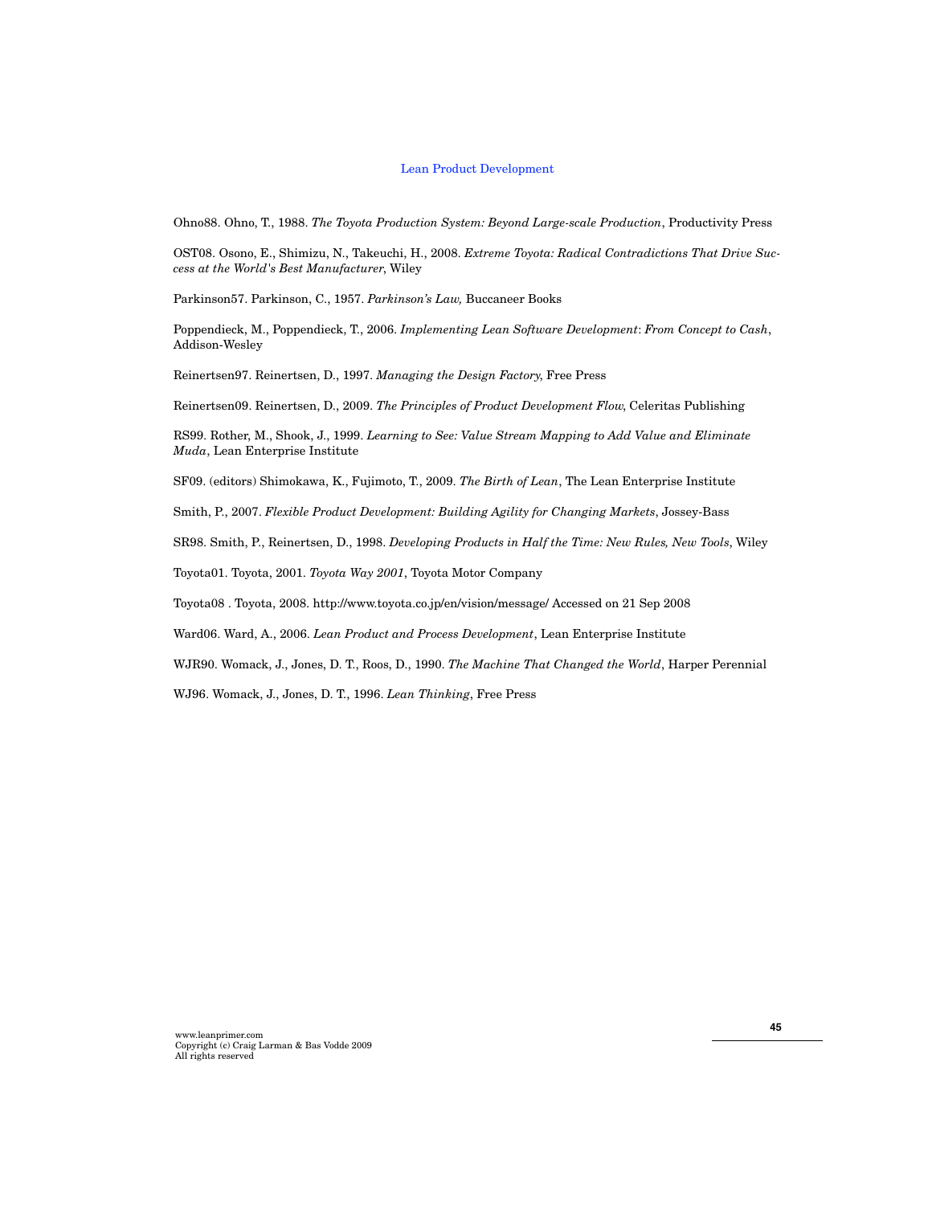Ohno88. Ohno, T., 1988. *The Toyota Production System: Beyond Large-scale Production*, Productivity Press

OST08. Osono, E., Shimizu, N., Takeuchi, H., 2008. *Extreme Toyota: Radical Contradictions That Drive Success at the World's Best Manufacturer*, Wiley

Parkinson57. Parkinson, C., 1957. *Parkinson's Law,* Buccaneer Books

Poppendieck, M., Poppendieck, T., 2006. *Implementing Lean Software Development*: *From Concept to Cash*, Addison-Wesley

Reinertsen97. Reinertsen, D., 1997. *Managing the Design Factory*, Free Press

Reinertsen09. Reinertsen, D., 2009. *The Principles of Product Development Flow*, Celeritas Publishing

RS99. Rother, M., Shook, J., 1999. *Learning to See: Value Stream Mapping to Add Value and Eliminate Muda*, Lean Enterprise Institute

SF09. (editors) Shimokawa, K., Fujimoto, T., 2009. *The Birth of Lean*, The Lean Enterprise Institute

Smith, P., 2007. *Flexible Product Development: Building Agility for Changing Markets*, Jossey-Bass

SR98. Smith, P., Reinertsen, D., 1998. *Developing Products in Half the Time: New Rules, New Tools*, Wiley

Toyota01. Toyota, 2001. *Toyota Way 2001*, Toyota Motor Company

Toyota08 . Toyota, 2008. http://www.toyota.co.jp/en/vision/message/ Accessed on 21 Sep 2008

Ward06. Ward, A., 2006. *Lean Product and Process Development*, Lean Enterprise Institute

WJR90. Womack, J., Jones, D. T., Roos, D., 1990. *The Machine That Changed the World*, Harper Perennial

WJ96. Womack, J., Jones, D. T., 1996. *Lean Thinking*, Free Press